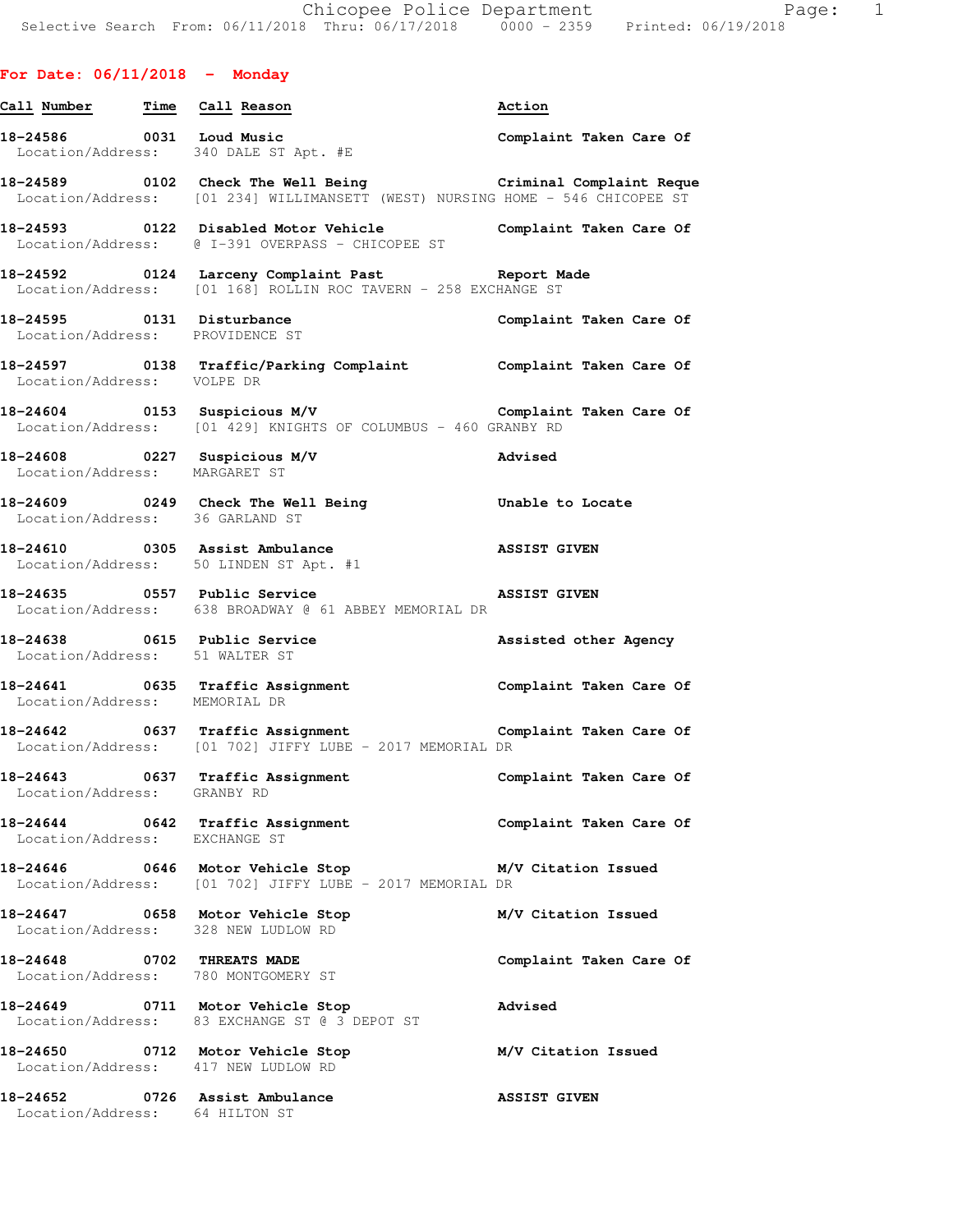## For Date: 06/11/2018 - Monday

| Call Number | Time | Call Reason | Action |
| --- | --- | --- | --- |
| 18-24586 | 0031 | Loud Music<br>Location/Address: 340 DALE ST Apt. #E | Complaint Taken Care Of |
| 18-24589 | 0102 | Check The Well Being<br>Location/Address: [01 234] WILLIMANSETT (WEST) NURSING HOME - 546 CHICOPEE ST | Criminal Complaint Reque |
| 18-24593 | 0122 | Disabled Motor Vehicle<br>Location/Address: @ I-391 OVERPASS - CHICOPEE ST | Complaint Taken Care Of |
| 18-24592 | 0124 | Larceny Complaint Past<br>Location/Address: [01 168] ROLLIN ROC TAVERN - 258 EXCHANGE ST | Report Made |
| 18-24595 | 0131 | Disturbance<br>Location/Address: PROVIDENCE ST | Complaint Taken Care Of |
| 18-24597 | 0138 | Traffic/Parking Complaint<br>Location/Address: VOLPE DR | Complaint Taken Care Of |
| 18-24604 | 0153 | Suspicious M/V<br>Location/Address: [01 429] KNIGHTS OF COLUMBUS - 460 GRANBY RD | Complaint Taken Care Of |
| 18-24608 | 0227 | Suspicious M/V<br>Location/Address: MARGARET ST | Advised |
| 18-24609 | 0249 | Check The Well Being<br>Location/Address: 36 GARLAND ST | Unable to Locate |
| 18-24610 | 0305 | Assist Ambulance<br>Location/Address: 50 LINDEN ST Apt. #1 | ASSIST GIVEN |
| 18-24635 | 0557 | Public Service<br>Location/Address: 638 BROADWAY @ 61 ABBEY MEMORIAL DR | ASSIST GIVEN |
| 18-24638 | 0615 | Public Service<br>Location/Address: 51 WALTER ST | Assisted other Agency |
| 18-24641 | 0635 | Traffic Assignment<br>Location/Address: MEMORIAL DR | Complaint Taken Care Of |
| 18-24642 | 0637 | Traffic Assignment<br>Location/Address: [01 702] JIFFY LUBE - 2017 MEMORIAL DR | Complaint Taken Care Of |
| 18-24643 | 0637 | Traffic Assignment<br>Location/Address: GRANBY RD | Complaint Taken Care Of |
| 18-24644 | 0642 | Traffic Assignment<br>Location/Address: EXCHANGE ST | Complaint Taken Care Of |
| 18-24646 | 0646 | Motor Vehicle Stop<br>Location/Address: [01 702] JIFFY LUBE - 2017 MEMORIAL DR | M/V Citation Issued |
| 18-24647 | 0658 | Motor Vehicle Stop<br>Location/Address: 328 NEW LUDLOW RD | M/V Citation Issued |
| 18-24648 | 0702 | THREATS MADE<br>Location/Address: 780 MONTGOMERY ST | Complaint Taken Care Of |
| 18-24649 | 0711 | Motor Vehicle Stop<br>Location/Address: 83 EXCHANGE ST @ 3 DEPOT ST | Advised |
| 18-24650 | 0712 | Motor Vehicle Stop<br>Location/Address: 417 NEW LUDLOW RD | M/V Citation Issued |
| 18-24652 | 0726 | Assist Ambulance<br>Location/Address: 64 HILTON ST | ASSIST GIVEN |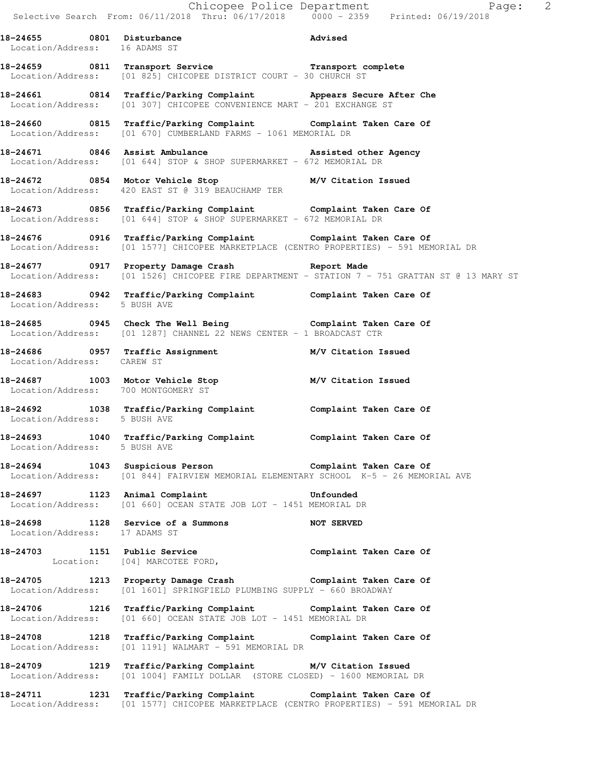**18-24655 0801 Disturbance** **Advised**
Location/Address: 16 ADAMS ST

**18-24659 0811 Transport Service** **Transport complete**
Location/Address: [01 825] CHICOPEE DISTRICT COURT - 30 CHURCH ST

**18-24661 0814 Traffic/Parking Complaint** **Appears Secure After Che**
Location/Address: [01 307] CHICOPEE CONVENIENCE MART - 201 EXCHANGE ST

**18-24660 0815 Traffic/Parking Complaint** **Complaint Taken Care Of**
Location/Address: [01 670] CUMBERLAND FARMS - 1061 MEMORIAL DR

**18-24671 0846 Assist Ambulance** **Assisted other Agency**
Location/Address: [01 644] STOP & SHOP SUPERMARKET - 672 MEMORIAL DR

**18-24672 0854 Motor Vehicle Stop** **M/V Citation Issued**
Location/Address: 420 EAST ST @ 319 BEAUCHAMP TER

**18-24673 0856 Traffic/Parking Complaint** **Complaint Taken Care Of**
Location/Address: [01 644] STOP & SHOP SUPERMARKET - 672 MEMORIAL DR

**18-24676 0916 Traffic/Parking Complaint** **Complaint Taken Care Of**
Location/Address: [01 1577] CHICOPEE MARKETPLACE (CENTRO PROPERTIES) - 591 MEMORIAL DR

**18-24677 0917 Property Damage Crash** **Report Made**
Location/Address: [01 1526] CHICOPEE FIRE DEPARTMENT - STATION 7 - 751 GRATTAN ST @ 13 MARY ST

**18-24683 0942 Traffic/Parking Complaint** **Complaint Taken Care Of**
Location/Address: 5 BUSH AVE

**18-24685 0945 Check The Well Being** **Complaint Taken Care Of**
Location/Address: [01 1287] CHANNEL 22 NEWS CENTER - 1 BROADCAST CTR

**18-24686 0957 Traffic Assignment** **M/V Citation Issued**
Location/Address: CAREW ST

**18-24687 1003 Motor Vehicle Stop** **M/V Citation Issued**
Location/Address: 700 MONTGOMERY ST

**18-24692 1038 Traffic/Parking Complaint** **Complaint Taken Care Of**
Location/Address: 5 BUSH AVE

**18-24693 1040 Traffic/Parking Complaint** **Complaint Taken Care Of**
Location/Address: 5 BUSH AVE

**18-24694 1043 Suspicious Person** **Complaint Taken Care Of**
Location/Address: [01 844] FAIRVIEW MEMORIAL ELEMENTARY SCHOOL K-5 - 26 MEMORIAL AVE

**18-24697 1123 Animal Complaint** **Unfounded**
Location/Address: [01 660] OCEAN STATE JOB LOT - 1451 MEMORIAL DR

**18-24698 1128 Service of a Summons** **NOT SERVED**
Location/Address: 17 ADAMS ST

**18-24703 1151 Public Service** **Complaint Taken Care Of**
Location: [04] MARCOTEE FORD,

**18-24705 1213 Property Damage Crash** **Complaint Taken Care Of**
Location/Address: [01 1601] SPRINGFIELD PLUMBING SUPPLY - 660 BROADWAY

**18-24706 1216 Traffic/Parking Complaint** **Complaint Taken Care Of**
Location/Address: [01 660] OCEAN STATE JOB LOT - 1451 MEMORIAL DR

**18-24708 1218 Traffic/Parking Complaint** **Complaint Taken Care Of**
Location/Address: [01 1191] WALMART - 591 MEMORIAL DR

**18-24709 1219 Traffic/Parking Complaint** **M/V Citation Issued**
Location/Address: [01 1004] FAMILY DOLLAR (STORE CLOSED) - 1600 MEMORIAL DR

**18-24711 1231 Traffic/Parking Complaint** **Complaint Taken Care Of**
Location/Address: [01 1577] CHICOPEE MARKETPLACE (CENTRO PROPERTIES) - 591 MEMORIAL DR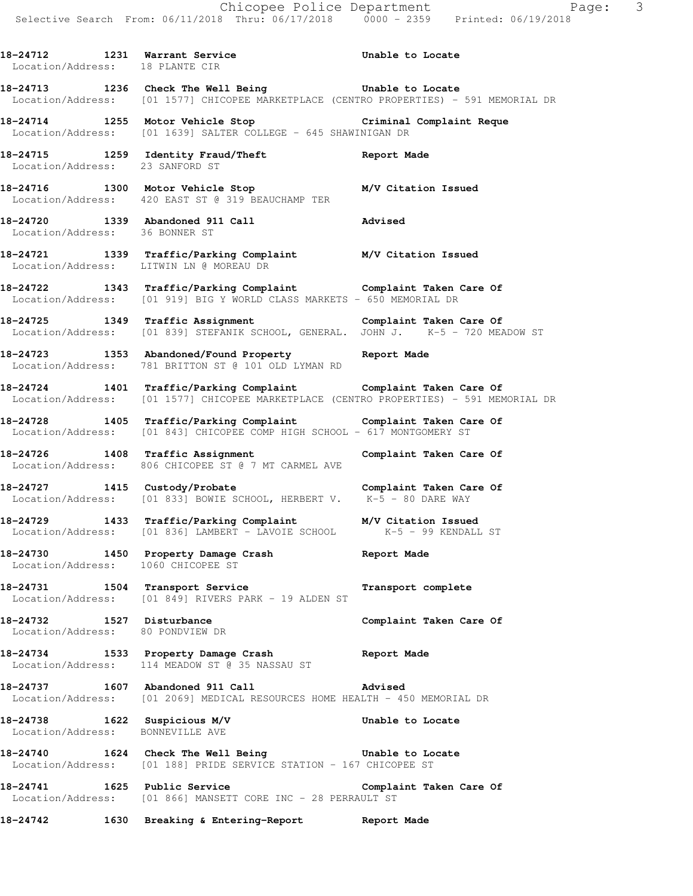**18-24712 1231 Warrant Service Unable to Locate**
Location/Address: 18 PLANTE CIR

**18-24713 1236 Check The Well Being Unable to Locate**
Location/Address: [01 1577] CHICOPEE MARKETPLACE (CENTRO PROPERTIES) - 591 MEMORIAL DR

**18-24714 1255 Motor Vehicle Stop Criminal Complaint Reque**
Location/Address: [01 1639] SALTER COLLEGE - 645 SHAWINIGAN DR

**18-24715 1259 Identity Fraud/Theft Report Made**
Location/Address: 23 SANFORD ST

**18-24716 1300 Motor Vehicle Stop M/V Citation Issued**
Location/Address: 420 EAST ST @ 319 BEAUCHAMP TER

**18-24720 1339 Abandoned 911 Call Advised**
Location/Address: 36 BONNER ST

**18-24721 1339 Traffic/Parking Complaint M/V Citation Issued**
Location/Address: LITWIN LN @ MOREAU DR

**18-24722 1343 Traffic/Parking Complaint Complaint Taken Care Of**
Location/Address: [01 919] BIG Y WORLD CLASS MARKETS - 650 MEMORIAL DR

**18-24725 1349 Traffic Assignment Complaint Taken Care Of**
Location/Address: [01 839] STEFANIK SCHOOL, GENERAL. JOHN J. K-5 - 720 MEADOW ST

**18-24723 1353 Abandoned/Found Property Report Made**
Location/Address: 781 BRITTON ST @ 101 OLD LYMAN RD

**18-24724 1401 Traffic/Parking Complaint Complaint Taken Care Of**
Location/Address: [01 1577] CHICOPEE MARKETPLACE (CENTRO PROPERTIES) - 591 MEMORIAL DR

**18-24728 1405 Traffic/Parking Complaint Complaint Taken Care Of**
Location/Address: [01 843] CHICOPEE COMP HIGH SCHOOL - 617 MONTGOMERY ST

**18-24726 1408 Traffic Assignment Complaint Taken Care Of**
Location/Address: 806 CHICOPEE ST @ 7 MT CARMEL AVE

**18-24727 1415 Custody/Probate Complaint Taken Care Of**
Location/Address: [01 833] BOWIE SCHOOL, HERBERT V. K-5 - 80 DARE WAY

**18-24729 1433 Traffic/Parking Complaint M/V Citation Issued**
Location/Address: [01 836] LAMBERT - LAVOIE SCHOOL K-5 - 99 KENDALL ST

**18-24730 1450 Property Damage Crash Report Made**
Location/Address: 1060 CHICOPEE ST

**18-24731 1504 Transport Service Transport complete**
Location/Address: [01 849] RIVERS PARK - 19 ALDEN ST

**18-24732 1527 Disturbance Complaint Taken Care Of**
Location/Address: 80 PONDVIEW DR

**18-24734 1533 Property Damage Crash Report Made**
Location/Address: 114 MEADOW ST @ 35 NASSAU ST

**18-24737 1607 Abandoned 911 Call Advised**
Location/Address: [01 2069] MEDICAL RESOURCES HOME HEALTH - 450 MEMORIAL DR

**18-24738 1622 Suspicious M/V Unable to Locate**
Location/Address: BONNEVILLE AVE

**18-24740 1624 Check The Well Being Unable to Locate**
Location/Address: [01 188] PRIDE SERVICE STATION - 167 CHICOPEE ST

**18-24741 1625 Public Service Complaint Taken Care Of**
Location/Address: [01 866] MANSETT CORE INC - 28 PERRAULT ST

**18-24742 1630 Breaking & Entering-Report Report Made**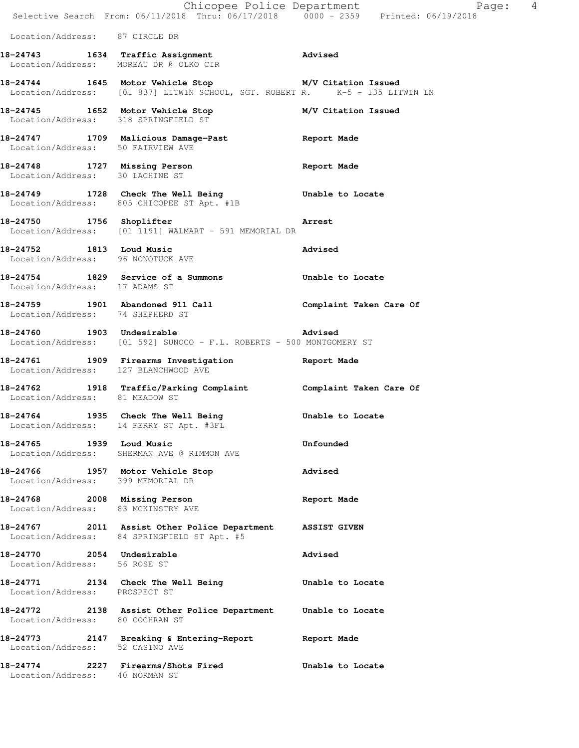Location/Address: 87 CIRCLE DR

**18-24743 1634 Traffic Assignment** **Advised**
Location/Address: MOREAU DR @ OLKO CIR

**18-24744 1645 Motor Vehicle Stop** **M/V Citation Issued**
Location/Address: [01 837] LITWIN SCHOOL, SGT. ROBERT R. K-5 - 135 LITWIN LN

**18-24745 1652 Motor Vehicle Stop** **M/V Citation Issued**
Location/Address: 318 SPRINGFIELD ST

**18-24747 1709 Malicious Damage-Past** **Report Made**
Location/Address: 50 FAIRVIEW AVE

**18-24748 1727 Missing Person** **Report Made**
Location/Address: 30 LACHINE ST

**18-24749 1728 Check The Well Being** **Unable to Locate**
Location/Address: 805 CHICOPEE ST Apt. #1B

**18-24750 1756 Shoplifter** **Arrest**
Location/Address: [01 1191] WALMART - 591 MEMORIAL DR

**18-24752 1813 Loud Music** **Advised**
Location/Address: 96 NONOTUCK AVE

**18-24754 1829 Service of a Summons** **Unable to Locate**
Location/Address: 17 ADAMS ST

**18-24759 1901 Abandoned 911 Call** **Complaint Taken Care Of**
Location/Address: 74 SHEPHERD ST

**18-24760 1903 Undesirable** **Advised**
Location/Address: [01 592] SUNOCO - F.L. ROBERTS - 500 MONTGOMERY ST

**18-24761 1909 Firearms Investigation** **Report Made**
Location/Address: 127 BLANCHWOOD AVE

**18-24762 1918 Traffic/Parking Complaint** **Complaint Taken Care Of**
Location/Address: 81 MEADOW ST

**18-24764 1935 Check The Well Being** **Unable to Locate**
Location/Address: 14 FERRY ST Apt. #3FL

**18-24765 1939 Loud Music** **Unfounded**
Location/Address: SHERMAN AVE @ RIMMON AVE

**18-24766 1957 Motor Vehicle Stop** **Advised**
Location/Address: 399 MEMORIAL DR

**18-24768 2008 Missing Person** **Report Made**
Location/Address: 83 MCKINSTRY AVE

**18-24767 2011 Assist Other Police Department** **ASSIST GIVEN**
Location/Address: 84 SPRINGFIELD ST Apt. #5

**18-24770 2054 Undesirable** **Advised**
Location/Address: 56 ROSE ST

**18-24771 2134 Check The Well Being** **Unable to Locate**
Location/Address: PROSPECT ST

**18-24772 2138 Assist Other Police Department** **Unable to Locate**
Location/Address: 80 COCHRAN ST

**18-24773 2147 Breaking & Entering-Report** **Report Made**
Location/Address: 52 CASINO AVE

**18-24774 2227 Firearms/Shots Fired** **Unable to Locate**
Location/Address: 40 NORMAN ST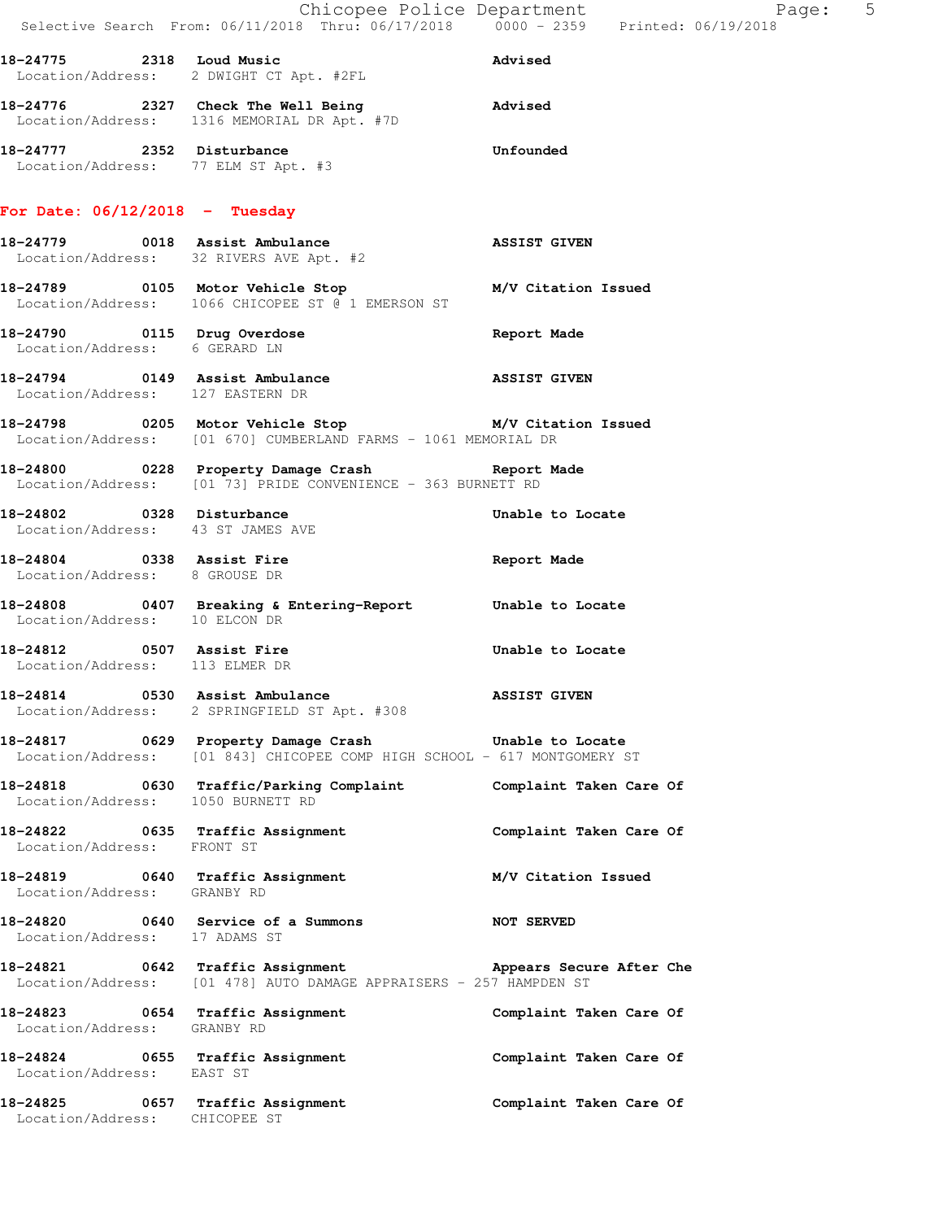18-24775 2318 Loud Music Advised
Location/Address: 2 DWIGHT CT Apt. #2FL

18-24776 2327 Check The Well Being Advised
Location/Address: 1316 MEMORIAL DR Apt. #7D

18-24777 2352 Disturbance Unfounded
Location/Address: 77 ELM ST Apt. #3

**For Date: 06/12/2018 - Tuesday**

18-24779 0018 Assist Ambulance ASSIST GIVEN
Location/Address: 32 RIVERS AVE Apt. #2

18-24789 0105 Motor Vehicle Stop M/V Citation Issued
Location/Address: 1066 CHICOPEE ST @ 1 EMERSON ST

18-24790 0115 Drug Overdose Report Made
Location/Address: 6 GERARD LN

18-24794 0149 Assist Ambulance ASSIST GIVEN
Location/Address: 127 EASTERN DR

18-24798 0205 Motor Vehicle Stop M/V Citation Issued
Location/Address: [01 670] CUMBERLAND FARMS - 1061 MEMORIAL DR

18-24800 0228 Property Damage Crash Report Made
Location/Address: [01 73] PRIDE CONVENIENCE - 363 BURNETT RD

18-24802 0328 Disturbance Unable to Locate
Location/Address: 43 ST JAMES AVE

18-24804 0338 Assist Fire Report Made
Location/Address: 8 GROUSE DR

18-24808 0407 Breaking & Entering-Report Unable to Locate
Location/Address: 10 ELCON DR

18-24812 0507 Assist Fire Unable to Locate
Location/Address: 113 ELMER DR

18-24814 0530 Assist Ambulance ASSIST GIVEN
Location/Address: 2 SPRINGFIELD ST Apt. #308

18-24817 0629 Property Damage Crash Unable to Locate
Location/Address: [01 843] CHICOPEE COMP HIGH SCHOOL - 617 MONTGOMERY ST

18-24818 0630 Traffic/Parking Complaint Complaint Taken Care Of
Location/Address: 1050 BURNETT RD

18-24822 0635 Traffic Assignment Complaint Taken Care Of
Location/Address: FRONT ST

18-24819 0640 Traffic Assignment M/V Citation Issued
Location/Address: GRANBY RD

18-24820 0640 Service of a Summons NOT SERVED
Location/Address: 17 ADAMS ST

18-24821 0642 Traffic Assignment Appears Secure After Che
Location/Address: [01 478] AUTO DAMAGE APPRAISERS - 257 HAMPDEN ST

18-24823 0654 Traffic Assignment Complaint Taken Care Of
Location/Address: GRANBY RD

18-24824 0655 Traffic Assignment Complaint Taken Care Of
Location/Address: EAST ST

18-24825 0657 Traffic Assignment Complaint Taken Care Of
Location/Address: CHICOPEE ST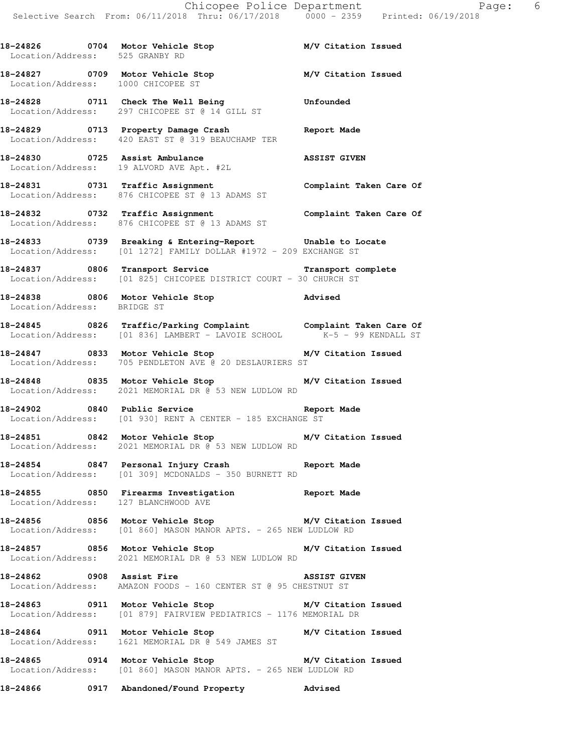18-24826 0704 Motor Vehicle Stop M/V Citation Issued
Location/Address: 525 GRANBY RD

18-24827 0709 Motor Vehicle Stop M/V Citation Issued
Location/Address: 1000 CHICOPEE ST

18-24828 0711 Check The Well Being Unfounded
Location/Address: 297 CHICOPEE ST @ 14 GILL ST

18-24829 0713 Property Damage Crash Report Made
Location/Address: 420 EAST ST @ 319 BEAUCHAMP TER

18-24830 0725 Assist Ambulance ASSIST GIVEN
Location/Address: 19 ALVORD AVE Apt. #2L

18-24831 0731 Traffic Assignment Complaint Taken Care Of
Location/Address: 876 CHICOPEE ST @ 13 ADAMS ST

18-24832 0732 Traffic Assignment Complaint Taken Care Of
Location/Address: 876 CHICOPEE ST @ 13 ADAMS ST

18-24833 0739 Breaking & Entering-Report Unable to Locate
Location/Address: [01 1272] FAMILY DOLLAR #1972 - 209 EXCHANGE ST

18-24837 0806 Transport Service Transport complete
Location/Address: [01 825] CHICOPEE DISTRICT COURT - 30 CHURCH ST

18-24838 0806 Motor Vehicle Stop Advised
Location/Address: BRIDGE ST

18-24845 0826 Traffic/Parking Complaint Complaint Taken Care Of
Location/Address: [01 836] LAMBERT - LAVOIE SCHOOL K-5 - 99 KENDALL ST

18-24847 0833 Motor Vehicle Stop M/V Citation Issued
Location/Address: 705 PENDLETON AVE @ 20 DESLAURIERS ST

18-24848 0835 Motor Vehicle Stop M/V Citation Issued
Location/Address: 2021 MEMORIAL DR @ 53 NEW LUDLOW RD

18-24902 0840 Public Service Report Made
Location/Address: [01 930] RENT A CENTER - 185 EXCHANGE ST

18-24851 0842 Motor Vehicle Stop M/V Citation Issued
Location/Address: 2021 MEMORIAL DR @ 53 NEW LUDLOW RD

18-24854 0847 Personal Injury Crash Report Made
Location/Address: [01 309] MCDONALDS - 350 BURNETT RD

18-24855 0850 Firearms Investigation Report Made
Location/Address: 127 BLANCHWOOD AVE

18-24856 0856 Motor Vehicle Stop M/V Citation Issued
Location/Address: [01 860] MASON MANOR APTS. - 265 NEW LUDLOW RD

18-24857 0856 Motor Vehicle Stop M/V Citation Issued
Location/Address: 2021 MEMORIAL DR @ 53 NEW LUDLOW RD

18-24862 0908 Assist Fire ASSIST GIVEN
Location/Address: AMAZON FOODS - 160 CENTER ST @ 95 CHESTNUT ST

18-24863 0911 Motor Vehicle Stop M/V Citation Issued
Location/Address: [01 879] FAIRVIEW PEDIATRICS - 1176 MEMORIAL DR

18-24864 0911 Motor Vehicle Stop M/V Citation Issued
Location/Address: 1621 MEMORIAL DR @ 549 JAMES ST

18-24865 0914 Motor Vehicle Stop M/V Citation Issued
Location/Address: [01 860] MASON MANOR APTS. - 265 NEW LUDLOW RD

18-24866 0917 Abandoned/Found Property Advised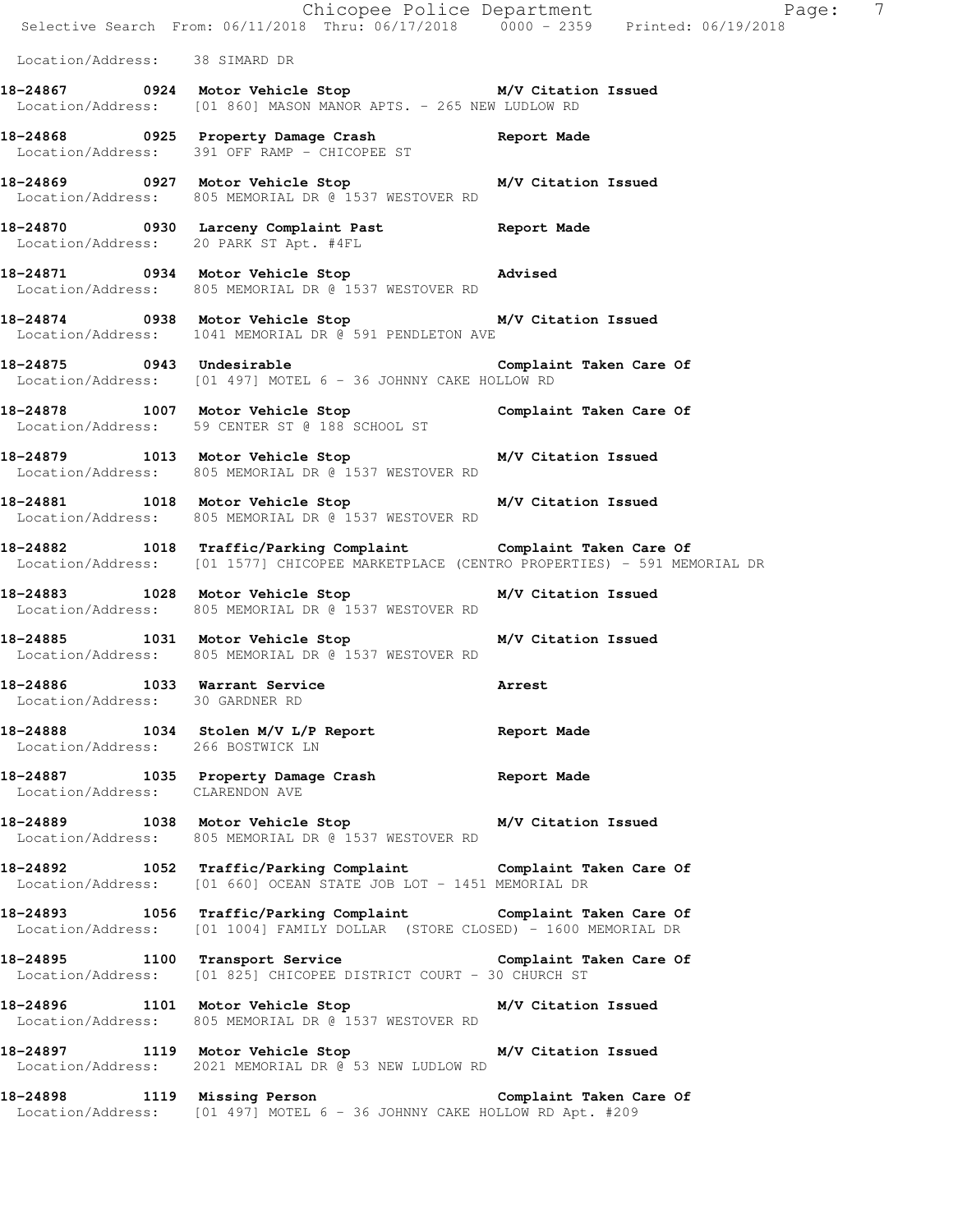Location/Address: 38 SIMARD DR

**18-24867 0924 Motor Vehicle Stop M/V Citation Issued**
Location/Address: [01 860] MASON MANOR APTS. - 265 NEW LUDLOW RD

**18-24868 0925 Property Damage Crash Report Made**
Location/Address: 391 OFF RAMP - CHICOPEE ST

**18-24869 0927 Motor Vehicle Stop M/V Citation Issued**
Location/Address: 805 MEMORIAL DR @ 1537 WESTOVER RD

**18-24870 0930 Larceny Complaint Past Report Made**
Location/Address: 20 PARK ST Apt. #4FL

**18-24871 0934 Motor Vehicle Stop Advised**
Location/Address: 805 MEMORIAL DR @ 1537 WESTOVER RD

**18-24874 0938 Motor Vehicle Stop M/V Citation Issued**
Location/Address: 1041 MEMORIAL DR @ 591 PENDLETON AVE

**18-24875 0943 Undesirable Complaint Taken Care Of**
Location/Address: [01 497] MOTEL 6 - 36 JOHNNY CAKE HOLLOW RD

**18-24878 1007 Motor Vehicle Stop Complaint Taken Care Of**
Location/Address: 59 CENTER ST @ 188 SCHOOL ST

**18-24879 1013 Motor Vehicle Stop M/V Citation Issued**
Location/Address: 805 MEMORIAL DR @ 1537 WESTOVER RD

**18-24881 1018 Motor Vehicle Stop M/V Citation Issued**
Location/Address: 805 MEMORIAL DR @ 1537 WESTOVER RD

**18-24882 1018 Traffic/Parking Complaint Complaint Taken Care Of**
Location/Address: [01 1577] CHICOPEE MARKETPLACE (CENTRO PROPERTIES) - 591 MEMORIAL DR

**18-24883 1028 Motor Vehicle Stop M/V Citation Issued**
Location/Address: 805 MEMORIAL DR @ 1537 WESTOVER RD

**18-24885 1031 Motor Vehicle Stop M/V Citation Issued**
Location/Address: 805 MEMORIAL DR @ 1537 WESTOVER RD

**18-24886 1033 Warrant Service Arrest**
Location/Address: 30 GARDNER RD

**18-24888 1034 Stolen M/V L/P Report Report Made**
Location/Address: 266 BOSTWICK LN

**18-24887 1035 Property Damage Crash Report Made**
Location/Address: CLARENDON AVE

**18-24889 1038 Motor Vehicle Stop M/V Citation Issued**
Location/Address: 805 MEMORIAL DR @ 1537 WESTOVER RD

**18-24892 1052 Traffic/Parking Complaint Complaint Taken Care Of**
Location/Address: [01 660] OCEAN STATE JOB LOT - 1451 MEMORIAL DR

**18-24893 1056 Traffic/Parking Complaint Complaint Taken Care Of**
Location/Address: [01 1004] FAMILY DOLLAR (STORE CLOSED) - 1600 MEMORIAL DR

**18-24895 1100 Transport Service Complaint Taken Care Of**
Location/Address: [01 825] CHICOPEE DISTRICT COURT - 30 CHURCH ST

**18-24896 1101 Motor Vehicle Stop M/V Citation Issued**
Location/Address: 805 MEMORIAL DR @ 1537 WESTOVER RD

**18-24897 1119 Motor Vehicle Stop M/V Citation Issued**
Location/Address: 2021 MEMORIAL DR @ 53 NEW LUDLOW RD

**18-24898 1119 Missing Person Complaint Taken Care Of**
Location/Address: [01 497] MOTEL 6 - 36 JOHNNY CAKE HOLLOW RD Apt. #209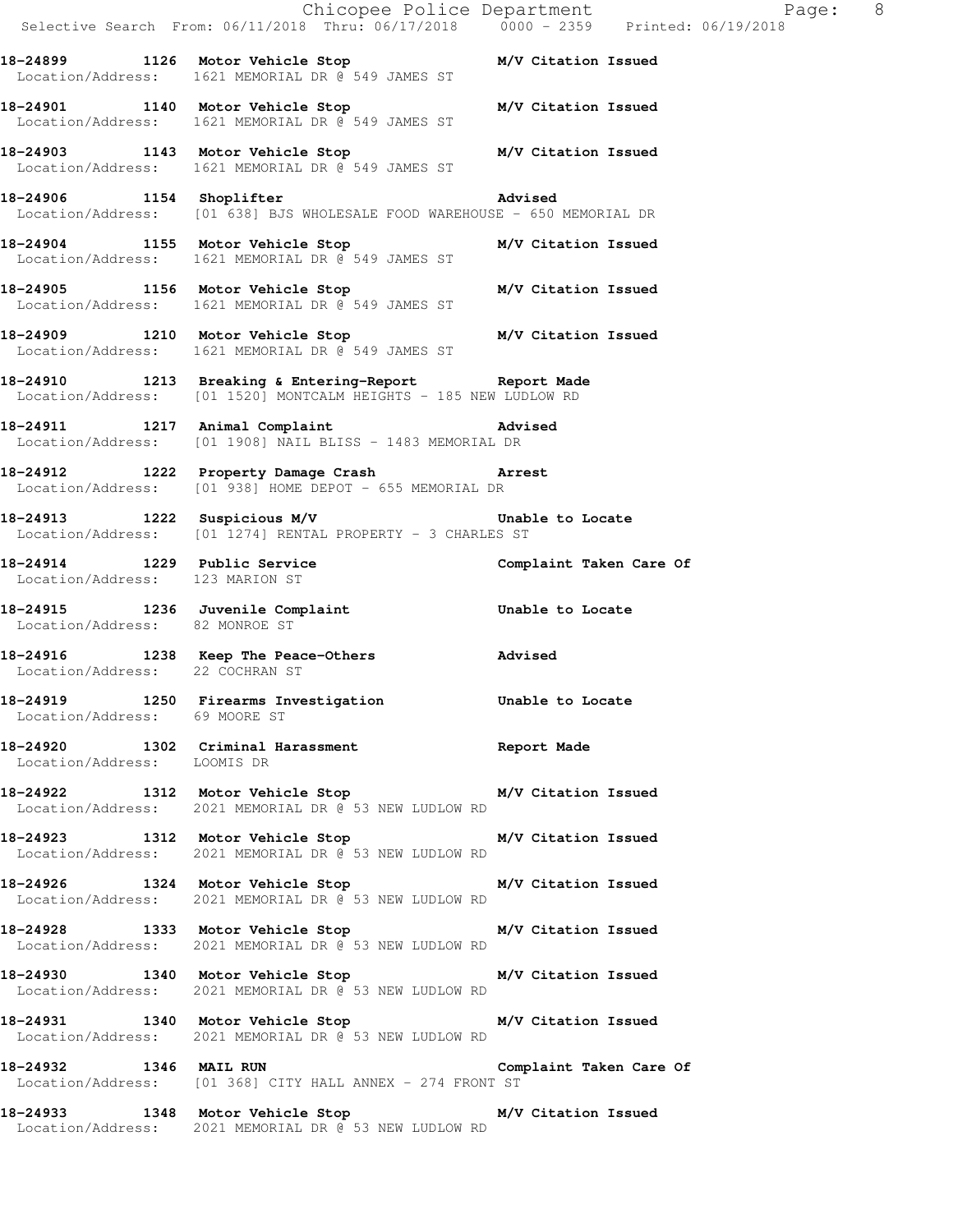**18-24899 1126 Motor Vehicle Stop M/V Citation Issued**
Location/Address: 1621 MEMORIAL DR @ 549 JAMES ST

**18-24901 1140 Motor Vehicle Stop M/V Citation Issued**
Location/Address: 1621 MEMORIAL DR @ 549 JAMES ST

**18-24903 1143 Motor Vehicle Stop M/V Citation Issued**
Location/Address: 1621 MEMORIAL DR @ 549 JAMES ST

**18-24906 1154 Shoplifter Advised**
Location/Address: [01 638] BJS WHOLESALE FOOD WAREHOUSE - 650 MEMORIAL DR

**18-24904 1155 Motor Vehicle Stop M/V Citation Issued**
Location/Address: 1621 MEMORIAL DR @ 549 JAMES ST

**18-24905 1156 Motor Vehicle Stop M/V Citation Issued**
Location/Address: 1621 MEMORIAL DR @ 549 JAMES ST

**18-24909 1210 Motor Vehicle Stop M/V Citation Issued**
Location/Address: 1621 MEMORIAL DR @ 549 JAMES ST

**18-24910 1213 Breaking & Entering-Report Report Made**
Location/Address: [01 1520] MONTCALM HEIGHTS - 185 NEW LUDLOW RD

**18-24911 1217 Animal Complaint Advised**
Location/Address: [01 1908] NAIL BLISS - 1483 MEMORIAL DR

**18-24912 1222 Property Damage Crash Arrest**
Location/Address: [01 938] HOME DEPOT - 655 MEMORIAL DR

**18-24913 1222 Suspicious M/V Unable to Locate**
Location/Address: [01 1274] RENTAL PROPERTY - 3 CHARLES ST

**18-24914 1229 Public Service Complaint Taken Care Of**
Location/Address: 123 MARION ST

**18-24915 1236 Juvenile Complaint Unable to Locate**
Location/Address: 82 MONROE ST

**18-24916 1238 Keep The Peace-Others Advised**
Location/Address: 22 COCHRAN ST

**18-24919 1250 Firearms Investigation Unable to Locate**
Location/Address: 69 MOORE ST

**18-24920 1302 Criminal Harassment Report Made**
Location/Address: LOOMIS DR

**18-24922 1312 Motor Vehicle Stop M/V Citation Issued**
Location/Address: 2021 MEMORIAL DR @ 53 NEW LUDLOW RD

**18-24923 1312 Motor Vehicle Stop M/V Citation Issued**
Location/Address: 2021 MEMORIAL DR @ 53 NEW LUDLOW RD

**18-24926 1324 Motor Vehicle Stop M/V Citation Issued**
Location/Address: 2021 MEMORIAL DR @ 53 NEW LUDLOW RD

**18-24928 1333 Motor Vehicle Stop M/V Citation Issued**
Location/Address: 2021 MEMORIAL DR @ 53 NEW LUDLOW RD

**18-24930 1340 Motor Vehicle Stop M/V Citation Issued**
Location/Address: 2021 MEMORIAL DR @ 53 NEW LUDLOW RD

**18-24931 1340 Motor Vehicle Stop M/V Citation Issued**
Location/Address: 2021 MEMORIAL DR @ 53 NEW LUDLOW RD

**18-24932 1346 MAIL RUN Complaint Taken Care Of**
Location/Address: [01 368] CITY HALL ANNEX - 274 FRONT ST

**18-24933 1348 Motor Vehicle Stop M/V Citation Issued**
Location/Address: 2021 MEMORIAL DR @ 53 NEW LUDLOW RD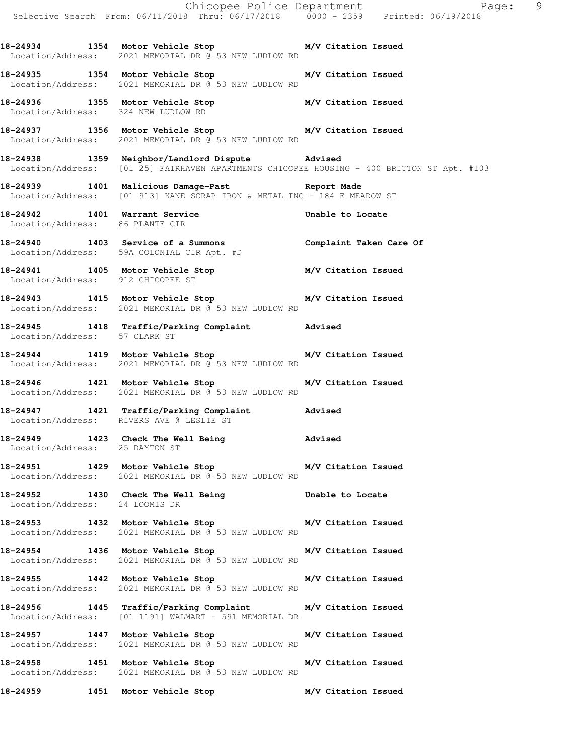18-24934 1354 Motor Vehicle Stop M/V Citation Issued
Location/Address: 2021 MEMORIAL DR @ 53 NEW LUDLOW RD

18-24935 1354 Motor Vehicle Stop M/V Citation Issued
Location/Address: 2021 MEMORIAL DR @ 53 NEW LUDLOW RD

18-24936 1355 Motor Vehicle Stop M/V Citation Issued
Location/Address: 324 NEW LUDLOW RD

18-24937 1356 Motor Vehicle Stop M/V Citation Issued
Location/Address: 2021 MEMORIAL DR @ 53 NEW LUDLOW RD

18-24938 1359 Neighbor/Landlord Dispute Advised
Location/Address: [01 25] FAIRHAVEN APARTMENTS CHICOPEE HOUSING - 400 BRITTON ST Apt. #103

18-24939 1401 Malicious Damage-Past Report Made
Location/Address: [01 913] KANE SCRAP IRON & METAL INC - 184 E MEADOW ST

18-24942 1401 Warrant Service Unable to Locate
Location/Address: 86 PLANTE CIR

18-24940 1403 Service of a Summons Complaint Taken Care Of
Location/Address: 59A COLONIAL CIR Apt. #D

18-24941 1405 Motor Vehicle Stop M/V Citation Issued
Location/Address: 912 CHICOPEE ST

18-24943 1415 Motor Vehicle Stop M/V Citation Issued
Location/Address: 2021 MEMORIAL DR @ 53 NEW LUDLOW RD

18-24945 1418 Traffic/Parking Complaint Advised
Location/Address: 57 CLARK ST

18-24944 1419 Motor Vehicle Stop M/V Citation Issued
Location/Address: 2021 MEMORIAL DR @ 53 NEW LUDLOW RD

18-24946 1421 Motor Vehicle Stop M/V Citation Issued
Location/Address: 2021 MEMORIAL DR @ 53 NEW LUDLOW RD

18-24947 1421 Traffic/Parking Complaint Advised
Location/Address: RIVERS AVE @ LESLIE ST

18-24949 1423 Check The Well Being Advised
Location/Address: 25 DAYTON ST

18-24951 1429 Motor Vehicle Stop M/V Citation Issued
Location/Address: 2021 MEMORIAL DR @ 53 NEW LUDLOW RD

18-24952 1430 Check The Well Being Unable to Locate
Location/Address: 24 LOOMIS DR

18-24953 1432 Motor Vehicle Stop M/V Citation Issued
Location/Address: 2021 MEMORIAL DR @ 53 NEW LUDLOW RD

18-24954 1436 Motor Vehicle Stop M/V Citation Issued
Location/Address: 2021 MEMORIAL DR @ 53 NEW LUDLOW RD

18-24955 1442 Motor Vehicle Stop M/V Citation Issued
Location/Address: 2021 MEMORIAL DR @ 53 NEW LUDLOW RD

18-24956 1445 Traffic/Parking Complaint M/V Citation Issued
Location/Address: [01 1191] WALMART - 591 MEMORIAL DR

18-24957 1447 Motor Vehicle Stop M/V Citation Issued
Location/Address: 2021 MEMORIAL DR @ 53 NEW LUDLOW RD

18-24958 1451 Motor Vehicle Stop M/V Citation Issued
Location/Address: 2021 MEMORIAL DR @ 53 NEW LUDLOW RD

18-24959 1451 Motor Vehicle Stop M/V Citation Issued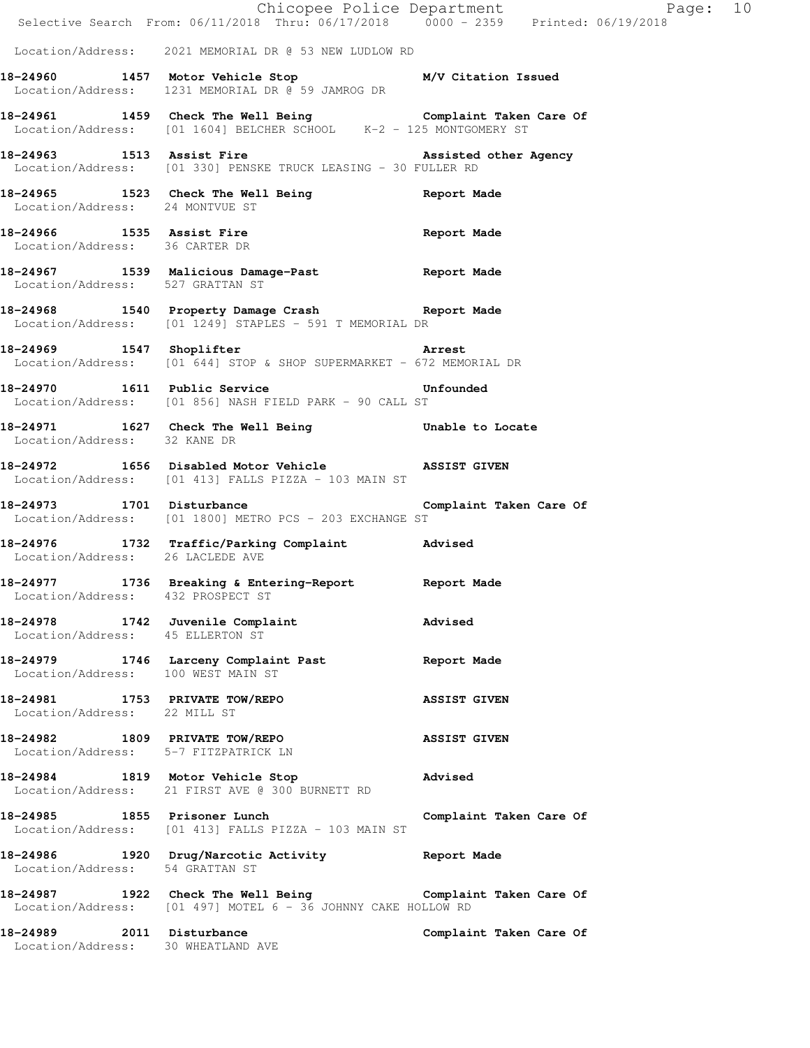Location/Address: 2021 MEMORIAL DR @ 53 NEW LUDLOW RD

**18-24960 1457 Motor Vehicle Stop** M/V Citation Issued
Location/Address: 1231 MEMORIAL DR @ 59 JAMROG DR

**18-24961 1459 Check The Well Being** Complaint Taken Care Of
Location/Address: [01 1604] BELCHER SCHOOL K-2 - 125 MONTGOMERY ST

**18-24963 1513 Assist Fire** Assisted other Agency
Location/Address: [01 330] PENSKE TRUCK LEASING - 30 FULLER RD

**18-24965 1523 Check The Well Being** Report Made
Location/Address: 24 MONTVUE ST

**18-24966 1535 Assist Fire** Report Made
Location/Address: 36 CARTER DR

**18-24967 1539 Malicious Damage-Past** Report Made
Location/Address: 527 GRATTAN ST

**18-24968 1540 Property Damage Crash** Report Made
Location/Address: [01 1249] STAPLES - 591 T MEMORIAL DR

**18-24969 1547 Shoplifter** Arrest
Location/Address: [01 644] STOP & SHOP SUPERMARKET - 672 MEMORIAL DR

**18-24970 1611 Public Service** Unfounded
Location/Address: [01 856] NASH FIELD PARK - 90 CALL ST

**18-24971 1627 Check The Well Being** Unable to Locate
Location/Address: 32 KANE DR

**18-24972 1656 Disabled Motor Vehicle** ASSIST GIVEN
Location/Address: [01 413] FALLS PIZZA - 103 MAIN ST

**18-24973 1701 Disturbance** Complaint Taken Care Of
Location/Address: [01 1800] METRO PCS - 203 EXCHANGE ST

**18-24976 1732 Traffic/Parking Complaint** Advised
Location/Address: 26 LACLEDE AVE

**18-24977 1736 Breaking & Entering-Report** Report Made
Location/Address: 432 PROSPECT ST

**18-24978 1742 Juvenile Complaint** Advised
Location/Address: 45 ELLERTON ST

**18-24979 1746 Larceny Complaint Past** Report Made
Location/Address: 100 WEST MAIN ST

**18-24981 1753 PRIVATE TOW/REPO** ASSIST GIVEN
Location/Address: 22 MILL ST

**18-24982 1809 PRIVATE TOW/REPO** ASSIST GIVEN
Location/Address: 5-7 FITZPATRICK LN

**18-24984 1819 Motor Vehicle Stop** Advised
Location/Address: 21 FIRST AVE @ 300 BURNETT RD

**18-24985 1855 Prisoner Lunch** Complaint Taken Care Of
Location/Address: [01 413] FALLS PIZZA - 103 MAIN ST

**18-24986 1920 Drug/Narcotic Activity** Report Made
Location/Address: 54 GRATTAN ST

**18-24987 1922 Check The Well Being** Complaint Taken Care Of
Location/Address: [01 497] MOTEL 6 - 36 JOHNNY CAKE HOLLOW RD

**18-24989 2011 Disturbance** Complaint Taken Care Of
Location/Address: 30 WHEATLAND AVE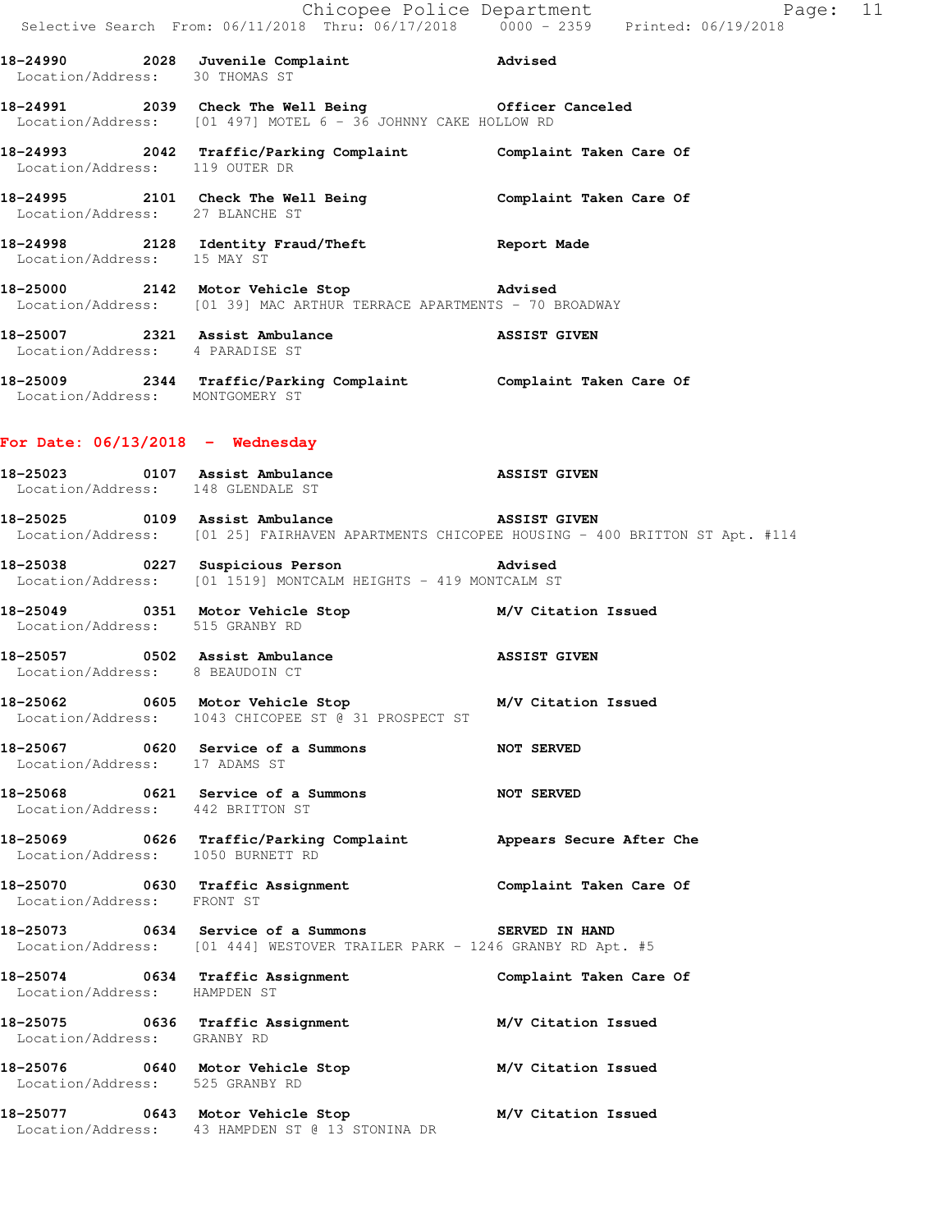18-24990 2028 Juvenile Complaint Advised
Location/Address: 30 THOMAS ST

18-24991 2039 Check The Well Being Officer Canceled
Location/Address: [01 497] MOTEL 6 - 36 JOHNNY CAKE HOLLOW RD

18-24993 2042 Traffic/Parking Complaint Complaint Taken Care Of
Location/Address: 119 OUTER DR

18-24995 2101 Check The Well Being Complaint Taken Care Of
Location/Address: 27 BLANCHE ST

18-24998 2128 Identity Fraud/Theft Report Made
Location/Address: 15 MAY ST

18-25000 2142 Motor Vehicle Stop Advised
Location/Address: [01 39] MAC ARTHUR TERRACE APARTMENTS - 70 BROADWAY

18-25007 2321 Assist Ambulance ASSIST GIVEN
Location/Address: 4 PARADISE ST

18-25009 2344 Traffic/Parking Complaint Complaint Taken Care Of
Location/Address: MONTGOMERY ST

## For Date: 06/13/2018 - Wednesday

18-25023 0107 Assist Ambulance ASSIST GIVEN
Location/Address: 148 GLENDALE ST

18-25025 0109 Assist Ambulance ASSIST GIVEN
Location/Address: [01 25] FAIRHAVEN APARTMENTS CHICOPEE HOUSING - 400 BRITTON ST Apt. #114

18-25038 0227 Suspicious Person Advised
Location/Address: [01 1519] MONTCALM HEIGHTS - 419 MONTCALM ST

18-25049 0351 Motor Vehicle Stop M/V Citation Issued
Location/Address: 515 GRANBY RD

18-25057 0502 Assist Ambulance ASSIST GIVEN
Location/Address: 8 BEAUDOIN CT

18-25062 0605 Motor Vehicle Stop M/V Citation Issued
Location/Address: 1043 CHICOPEE ST @ 31 PROSPECT ST

18-25067 0620 Service of a Summons NOT SERVED
Location/Address: 17 ADAMS ST

18-25068 0621 Service of a Summons NOT SERVED
Location/Address: 442 BRITTON ST

18-25069 0626 Traffic/Parking Complaint Appears Secure After Che
Location/Address: 1050 BURNETT RD

18-25070 0630 Traffic Assignment Complaint Taken Care Of
Location/Address: FRONT ST

18-25073 0634 Service of a Summons SERVED IN HAND
Location/Address: [01 444] WESTOVER TRAILER PARK - 1246 GRANBY RD Apt. #5

18-25074 0634 Traffic Assignment Complaint Taken Care Of
Location/Address: HAMPDEN ST

18-25075 0636 Traffic Assignment M/V Citation Issued
Location/Address: GRANBY RD

18-25076 0640 Motor Vehicle Stop M/V Citation Issued
Location/Address: 525 GRANBY RD

18-25077 0643 Motor Vehicle Stop M/V Citation Issued
Location/Address: 43 HAMPDEN ST @ 13 STONINA DR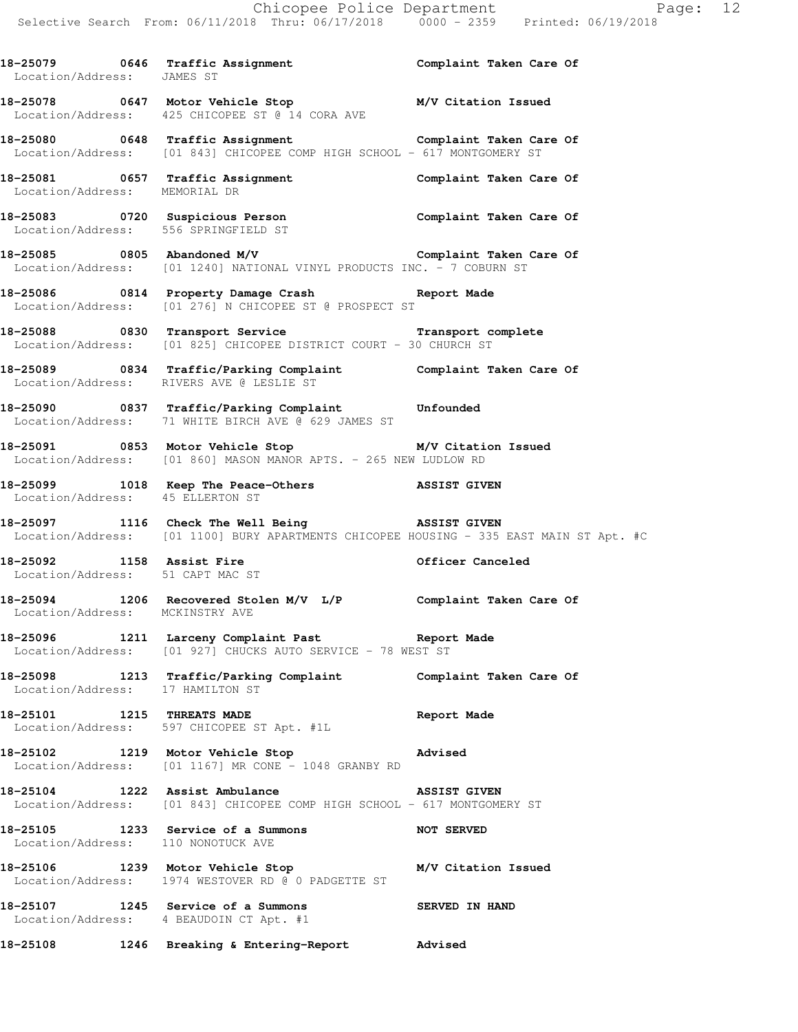18-25079 0646 Traffic Assignment Complaint Taken Care Of
Location/Address: JAMES ST

18-25078 0647 Motor Vehicle Stop M/V Citation Issued
Location/Address: 425 CHICOPEE ST @ 14 CORA AVE

18-25080 0648 Traffic Assignment Complaint Taken Care Of
Location/Address: [01 843] CHICOPEE COMP HIGH SCHOOL - 617 MONTGOMERY ST

18-25081 0657 Traffic Assignment Complaint Taken Care Of
Location/Address: MEMORIAL DR

18-25083 0720 Suspicious Person Complaint Taken Care Of
Location/Address: 556 SPRINGFIELD ST

18-25085 0805 Abandoned M/V Complaint Taken Care Of
Location/Address: [01 1240] NATIONAL VINYL PRODUCTS INC. - 7 COBURN ST

18-25086 0814 Property Damage Crash Report Made
Location/Address: [01 276] N CHICOPEE ST @ PROSPECT ST

18-25088 0830 Transport Service Transport complete
Location/Address: [01 825] CHICOPEE DISTRICT COURT - 30 CHURCH ST

18-25089 0834 Traffic/Parking Complaint Complaint Taken Care Of
Location/Address: RIVERS AVE @ LESLIE ST

18-25090 0837 Traffic/Parking Complaint Unfounded
Location/Address: 71 WHITE BIRCH AVE @ 629 JAMES ST

18-25091 0853 Motor Vehicle Stop M/V Citation Issued
Location/Address: [01 860] MASON MANOR APTS. - 265 NEW LUDLOW RD

18-25099 1018 Keep The Peace-Others ASSIST GIVEN
Location/Address: 45 ELLERTON ST

18-25097 1116 Check The Well Being ASSIST GIVEN
Location/Address: [01 1100] BURY APARTMENTS CHICOPEE HOUSING - 335 EAST MAIN ST Apt. #C

18-25092 1158 Assist Fire Officer Canceled
Location/Address: 51 CAPT MAC ST

18-25094 1206 Recovered Stolen M/V L/P Complaint Taken Care Of
Location/Address: MCKINSTRY AVE

18-25096 1211 Larceny Complaint Past Report Made
Location/Address: [01 927] CHUCKS AUTO SERVICE - 78 WEST ST

18-25098 1213 Traffic/Parking Complaint Complaint Taken Care Of
Location/Address: 17 HAMILTON ST

18-25101 1215 THREATS MADE Report Made
Location/Address: 597 CHICOPEE ST Apt. #1L

18-25102 1219 Motor Vehicle Stop Advised
Location/Address: [01 1167] MR CONE - 1048 GRANBY RD

18-25104 1222 Assist Ambulance ASSIST GIVEN
Location/Address: [01 843] CHICOPEE COMP HIGH SCHOOL - 617 MONTGOMERY ST

18-25105 1233 Service of a Summons NOT SERVED
Location/Address: 110 NONOTUCK AVE

18-25106 1239 Motor Vehicle Stop M/V Citation Issued
Location/Address: 1974 WESTOVER RD @ 0 PADGETTE ST

18-25107 1245 Service of a Summons SERVED IN HAND
Location/Address: 4 BEAUDOIN CT Apt. #1

18-25108 1246 Breaking & Entering-Report Advised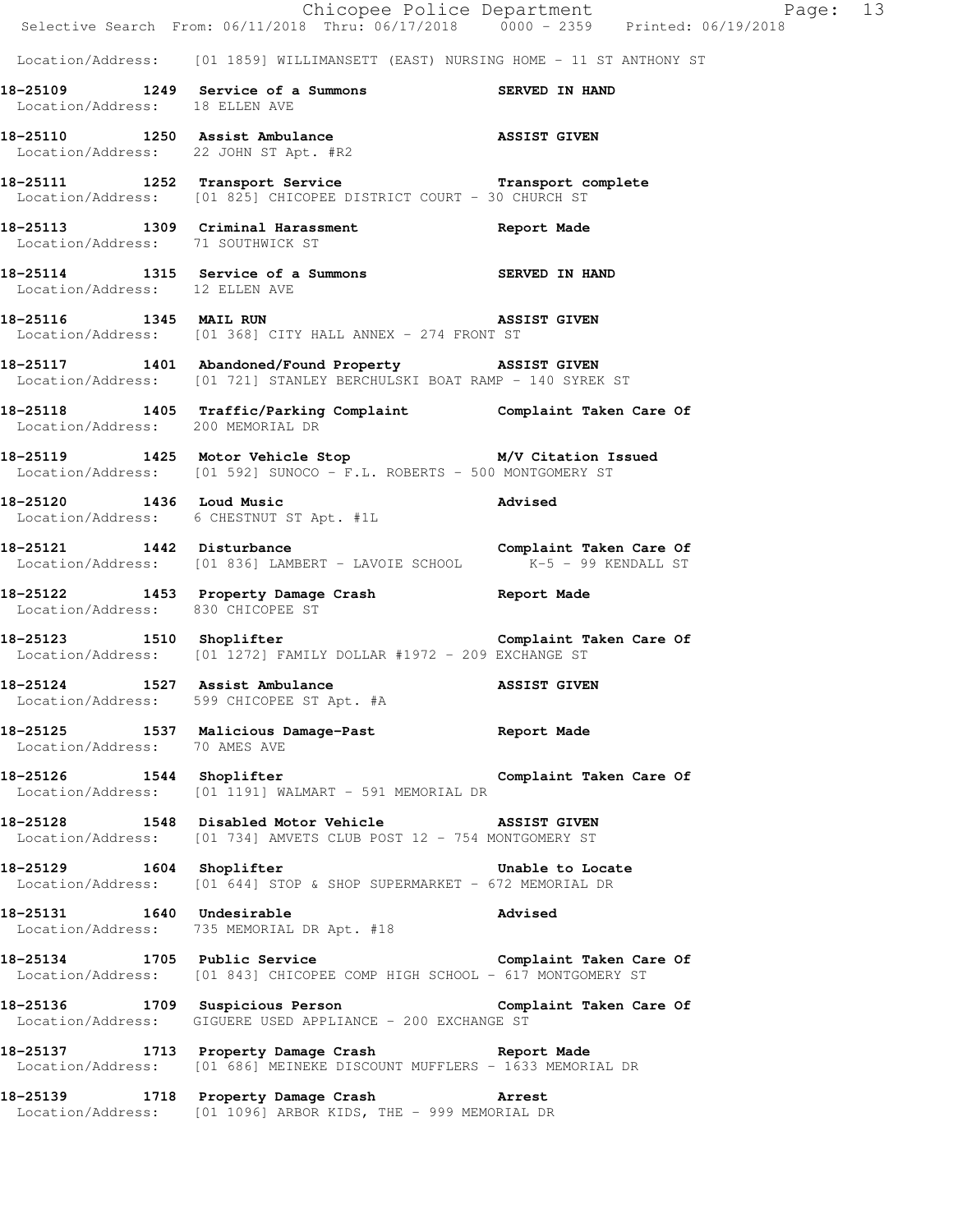Location/Address: [01 1859] WILLIMANSETT (EAST) NURSING HOME - 11 ST ANTHONY ST

**18-25109 1249 Service of a Summons SERVED IN HAND**
Location/Address: 18 ELLEN AVE

**18-25110 1250 Assist Ambulance ASSIST GIVEN**
Location/Address: 22 JOHN ST Apt. #R2

**18-25111 1252 Transport Service Transport complete**
Location/Address: [01 825] CHICOPEE DISTRICT COURT - 30 CHURCH ST

**18-25113 1309 Criminal Harassment Report Made**
Location/Address: 71 SOUTHWICK ST

**18-25114 1315 Service of a Summons SERVED IN HAND**
Location/Address: 12 ELLEN AVE

**18-25116 1345 MAIL RUN ASSIST GIVEN**
Location/Address: [01 368] CITY HALL ANNEX - 274 FRONT ST

**18-25117 1401 Abandoned/Found Property ASSIST GIVEN**
Location/Address: [01 721] STANLEY BERCHULSKI BOAT RAMP - 140 SYREK ST

**18-25118 1405 Traffic/Parking Complaint Complaint Taken Care Of**
Location/Address: 200 MEMORIAL DR

**18-25119 1425 Motor Vehicle Stop M/V Citation Issued**
Location/Address: [01 592] SUNOCO - F.L. ROBERTS - 500 MONTGOMERY ST

**18-25120 1436 Loud Music Advised**
Location/Address: 6 CHESTNUT ST Apt. #1L

**18-25121 1442 Disturbance Complaint Taken Care Of**
Location/Address: [01 836] LAMBERT - LAVOIE SCHOOL K-5 - 99 KENDALL ST

**18-25122 1453 Property Damage Crash Report Made**
Location/Address: 830 CHICOPEE ST

**18-25123 1510 Shoplifter Complaint Taken Care Of**
Location/Address: [01 1272] FAMILY DOLLAR #1972 - 209 EXCHANGE ST

**18-25124 1527 Assist Ambulance ASSIST GIVEN**
Location/Address: 599 CHICOPEE ST Apt. #A

**18-25125 1537 Malicious Damage-Past Report Made**
Location/Address: 70 AMES AVE

**18-25126 1544 Shoplifter Complaint Taken Care Of**
Location/Address: [01 1191] WALMART - 591 MEMORIAL DR

**18-25128 1548 Disabled Motor Vehicle ASSIST GIVEN**
Location/Address: [01 734] AMVETS CLUB POST 12 - 754 MONTGOMERY ST

**18-25129 1604 Shoplifter Unable to Locate**
Location/Address: [01 644] STOP & SHOP SUPERMARKET - 672 MEMORIAL DR

**18-25131 1640 Undesirable Advised**
Location/Address: 735 MEMORIAL DR Apt. #18

**18-25134 1705 Public Service Complaint Taken Care Of**
Location/Address: [01 843] CHICOPEE COMP HIGH SCHOOL - 617 MONTGOMERY ST

**18-25136 1709 Suspicious Person Complaint Taken Care Of**
Location/Address: GIGUERE USED APPLIANCE - 200 EXCHANGE ST

**18-25137 1713 Property Damage Crash Report Made**
Location/Address: [01 686] MEINEKE DISCOUNT MUFFLERS - 1633 MEMORIAL DR

**18-25139 1718 Property Damage Crash Arrest**
Location/Address: [01 1096] ARBOR KIDS, THE - 999 MEMORIAL DR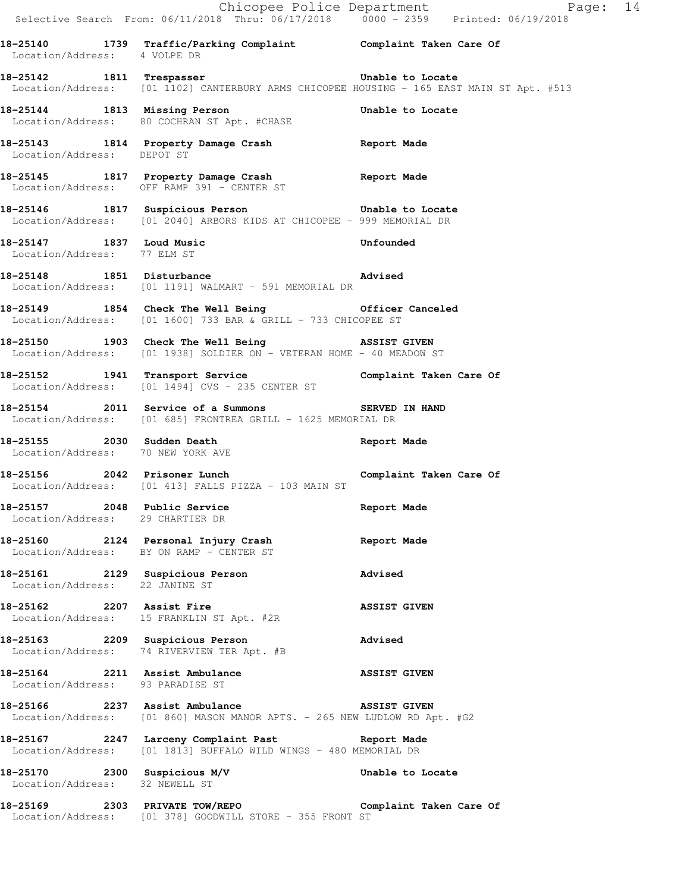**18-25140 1739 Traffic/Parking Complaint Complaint Taken Care Of**
Location/Address: 4 VOLPE DR

**18-25142 1811 Trespasser Unable to Locate**
Location/Address: [01 1102] CANTERBURY ARMS CHICOPEE HOUSING - 165 EAST MAIN ST Apt. #513

**18-25144 1813 Missing Person Unable to Locate**
Location/Address: 80 COCHRAN ST Apt. #CHASE

**18-25143 1814 Property Damage Crash Report Made**
Location/Address: DEPOT ST

**18-25145 1817 Property Damage Crash Report Made**
Location/Address: OFF RAMP 391 - CENTER ST

**18-25146 1817 Suspicious Person Unable to Locate**
Location/Address: [01 2040] ARBORS KIDS AT CHICOPEE - 999 MEMORIAL DR

**18-25147 1837 Loud Music Unfounded**
Location/Address: 77 ELM ST

**18-25148 1851 Disturbance Advised**
Location/Address: [01 1191] WALMART - 591 MEMORIAL DR

**18-25149 1854 Check The Well Being Officer Canceled**
Location/Address: [01 1600] 733 BAR & GRILL - 733 CHICOPEE ST

**18-25150 1903 Check The Well Being ASSIST GIVEN**
Location/Address: [01 1938] SOLDIER ON - VETERAN HOME - 40 MEADOW ST

**18-25152 1941 Transport Service Complaint Taken Care Of**
Location/Address: [01 1494] CVS - 235 CENTER ST

**18-25154 2011 Service of a Summons SERVED IN HAND**
Location/Address: [01 685] FRONTREA GRILL - 1625 MEMORIAL DR

**18-25155 2030 Sudden Death Report Made**
Location/Address: 70 NEW YORK AVE

**18-25156 2042 Prisoner Lunch Complaint Taken Care Of**
Location/Address: [01 413] FALLS PIZZA - 103 MAIN ST

**18-25157 2048 Public Service Report Made**
Location/Address: 29 CHARTIER DR

**18-25160 2124 Personal Injury Crash Report Made**
Location/Address: BY ON RAMP - CENTER ST

**18-25161 2129 Suspicious Person Advised**
Location/Address: 22 JANINE ST

**18-25162 2207 Assist Fire ASSIST GIVEN**
Location/Address: 15 FRANKLIN ST Apt. #2R

**18-25163 2209 Suspicious Person Advised**
Location/Address: 74 RIVERVIEW TER Apt. #B

**18-25164 2211 Assist Ambulance ASSIST GIVEN**
Location/Address: 93 PARADISE ST

**18-25166 2237 Assist Ambulance ASSIST GIVEN**
Location/Address: [01 860] MASON MANOR APTS. - 265 NEW LUDLOW RD Apt. #G2

**18-25167 2247 Larceny Complaint Past Report Made**
Location/Address: [01 1813] BUFFALO WILD WINGS - 480 MEMORIAL DR

**18-25170 2300 Suspicious M/V Unable to Locate**
Location/Address: 32 NEWELL ST

**18-25169 2303 PRIVATE TOW/REPO Complaint Taken Care Of**
Location/Address: [01 378] GOODWILL STORE - 355 FRONT ST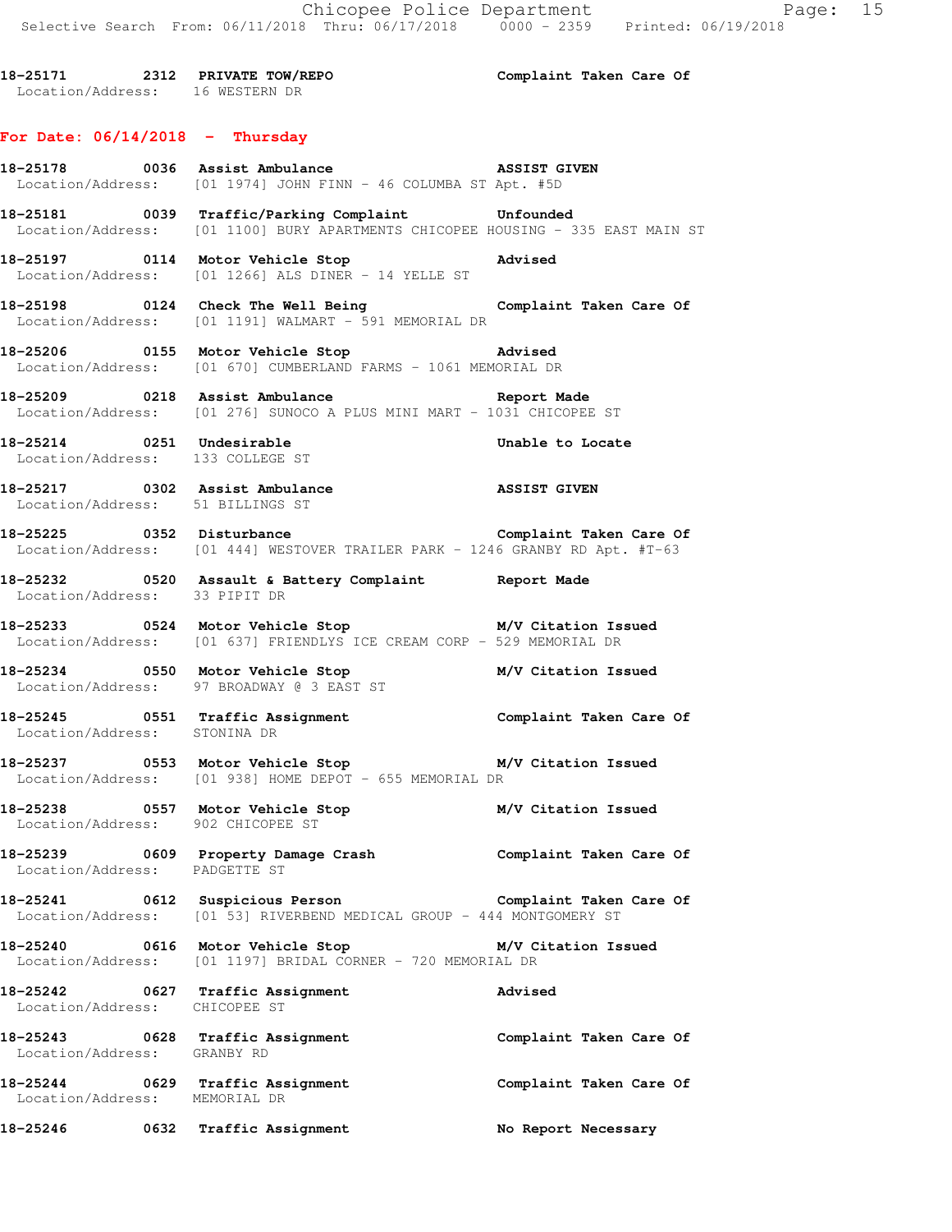18-25171 2312 PRIVATE TOW/REPO Complaint Taken Care Of
Location/Address: 16 WESTERN DR

**For Date: 06/14/2018 - Thursday**

18-25178 0036 Assist Ambulance ASSIST GIVEN
Location/Address: [01 1974] JOHN FINN - 46 COLUMBA ST Apt. #5D

18-25181 0039 Traffic/Parking Complaint Unfounded
Location/Address: [01 1100] BURY APARTMENTS CHICOPEE HOUSING - 335 EAST MAIN ST

18-25197 0114 Motor Vehicle Stop Advised
Location/Address: [01 1266] ALS DINER - 14 YELLE ST

18-25198 0124 Check The Well Being Complaint Taken Care Of
Location/Address: [01 1191] WALMART - 591 MEMORIAL DR

18-25206 0155 Motor Vehicle Stop Advised
Location/Address: [01 670] CUMBERLAND FARMS - 1061 MEMORIAL DR

18-25209 0218 Assist Ambulance Report Made
Location/Address: [01 276] SUNOCO A PLUS MINI MART - 1031 CHICOPEE ST

18-25214 0251 Undesirable Unable to Locate
Location/Address: 133 COLLEGE ST

18-25217 0302 Assist Ambulance ASSIST GIVEN
Location/Address: 51 BILLINGS ST

18-25225 0352 Disturbance Complaint Taken Care Of
Location/Address: [01 444] WESTOVER TRAILER PARK - 1246 GRANBY RD Apt. #T-63

18-25232 0520 Assault & Battery Complaint Report Made
Location/Address: 33 PIPIT DR

18-25233 0524 Motor Vehicle Stop M/V Citation Issued
Location/Address: [01 637] FRIENDLYS ICE CREAM CORP - 529 MEMORIAL DR

18-25234 0550 Motor Vehicle Stop M/V Citation Issued
Location/Address: 97 BROADWAY @ 3 EAST ST

18-25245 0551 Traffic Assignment Complaint Taken Care Of
Location/Address: STONINA DR

18-25237 0553 Motor Vehicle Stop M/V Citation Issued
Location/Address: [01 938] HOME DEPOT - 655 MEMORIAL DR

18-25238 0557 Motor Vehicle Stop M/V Citation Issued
Location/Address: 902 CHICOPEE ST

18-25239 0609 Property Damage Crash Complaint Taken Care Of
Location/Address: PADGETTE ST

18-25241 0612 Suspicious Person Complaint Taken Care Of
Location/Address: [01 53] RIVERBEND MEDICAL GROUP - 444 MONTGOMERY ST

18-25240 0616 Motor Vehicle Stop M/V Citation Issued
Location/Address: [01 1197] BRIDAL CORNER - 720 MEMORIAL DR

18-25242 0627 Traffic Assignment Advised
Location/Address: CHICOPEE ST

18-25243 0628 Traffic Assignment Complaint Taken Care Of
Location/Address: GRANBY RD

18-25244 0629 Traffic Assignment Complaint Taken Care Of
Location/Address: MEMORIAL DR

18-25246 0632 Traffic Assignment No Report Necessary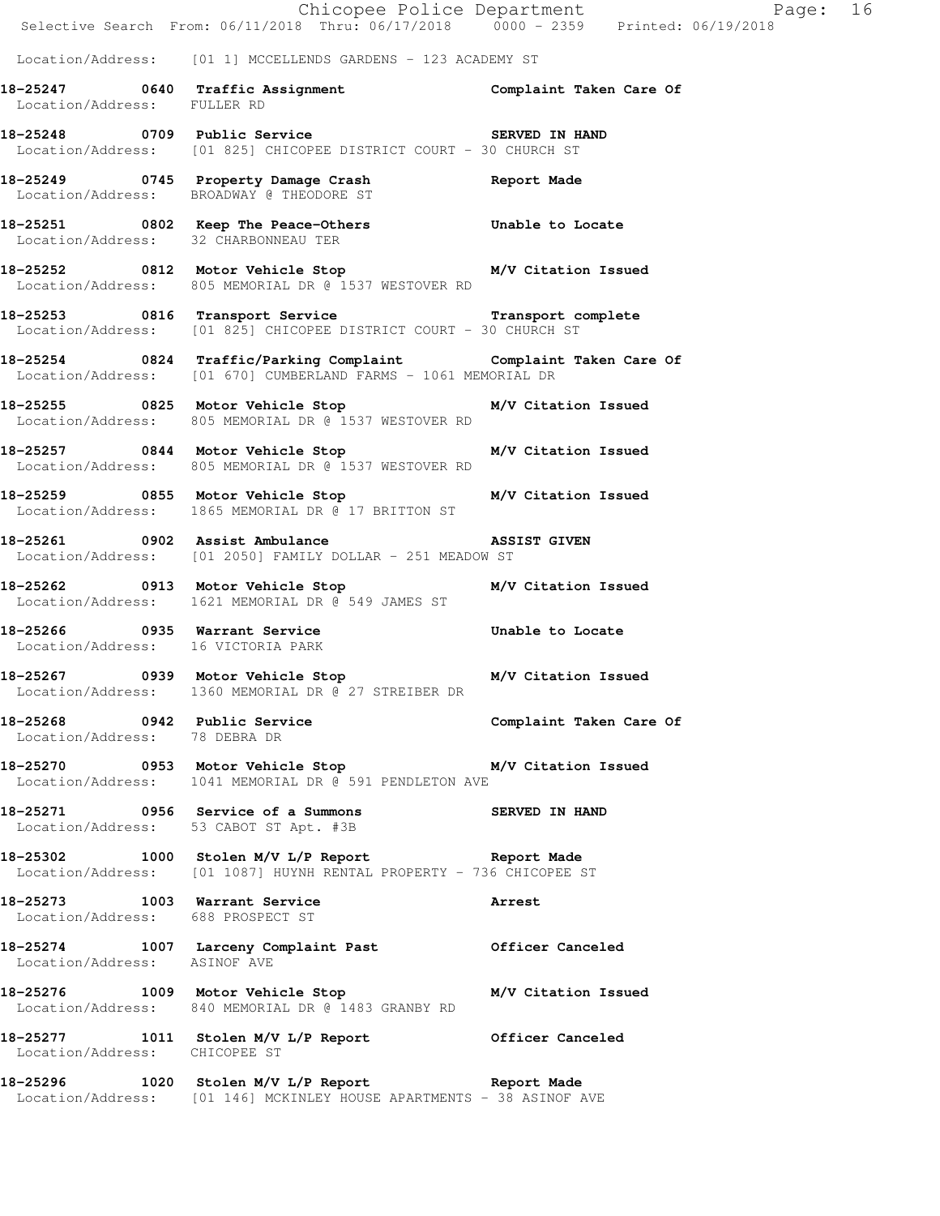Location/Address: [01 1] MCCELLENDS GARDENS - 123 ACADEMY ST

**18-25247 0640 Traffic Assignment** Complaint Taken Care Of
Location/Address: FULLER RD

**18-25248 0709 Public Service** SERVED IN HAND
Location/Address: [01 825] CHICOPEE DISTRICT COURT - 30 CHURCH ST

**18-25249 0745 Property Damage Crash** Report Made
Location/Address: BROADWAY @ THEODORE ST

**18-25251 0802 Keep The Peace-Others** Unable to Locate
Location/Address: 32 CHARBONNEAU TER

**18-25252 0812 Motor Vehicle Stop** M/V Citation Issued
Location/Address: 805 MEMORIAL DR @ 1537 WESTOVER RD

**18-25253 0816 Transport Service** Transport complete
Location/Address: [01 825] CHICOPEE DISTRICT COURT - 30 CHURCH ST

**18-25254 0824 Traffic/Parking Complaint** Complaint Taken Care Of
Location/Address: [01 670] CUMBERLAND FARMS - 1061 MEMORIAL DR

**18-25255 0825 Motor Vehicle Stop** M/V Citation Issued
Location/Address: 805 MEMORIAL DR @ 1537 WESTOVER RD

**18-25257 0844 Motor Vehicle Stop** M/V Citation Issued
Location/Address: 805 MEMORIAL DR @ 1537 WESTOVER RD

**18-25259 0855 Motor Vehicle Stop** M/V Citation Issued
Location/Address: 1865 MEMORIAL DR @ 17 BRITTON ST

**18-25261 0902 Assist Ambulance** ASSIST GIVEN
Location/Address: [01 2050] FAMILY DOLLAR - 251 MEADOW ST

**18-25262 0913 Motor Vehicle Stop** M/V Citation Issued
Location/Address: 1621 MEMORIAL DR @ 549 JAMES ST

**18-25266 0935 Warrant Service** Unable to Locate
Location/Address: 16 VICTORIA PARK

**18-25267 0939 Motor Vehicle Stop** M/V Citation Issued
Location/Address: 1360 MEMORIAL DR @ 27 STREIBER DR

**18-25268 0942 Public Service** Complaint Taken Care Of
Location/Address: 78 DEBRA DR

**18-25270 0953 Motor Vehicle Stop** M/V Citation Issued
Location/Address: 1041 MEMORIAL DR @ 591 PENDLETON AVE

**18-25271 0956 Service of a Summons** SERVED IN HAND
Location/Address: 53 CABOT ST Apt. #3B

**18-25302 1000 Stolen M/V L/P Report** Report Made
Location/Address: [01 1087] HUYNH RENTAL PROPERTY - 736 CHICOPEE ST

**18-25273 1003 Warrant Service** Arrest
Location/Address: 688 PROSPECT ST

**18-25274 1007 Larceny Complaint Past** Officer Canceled
Location/Address: ASINOF AVE

**18-25276 1009 Motor Vehicle Stop** M/V Citation Issued
Location/Address: 840 MEMORIAL DR @ 1483 GRANBY RD

**18-25277 1011 Stolen M/V L/P Report** Officer Canceled
Location/Address: CHICOPEE ST

**18-25296 1020 Stolen M/V L/P Report** Report Made
Location/Address: [01 146] MCKINLEY HOUSE APARTMENTS - 38 ASINOF AVE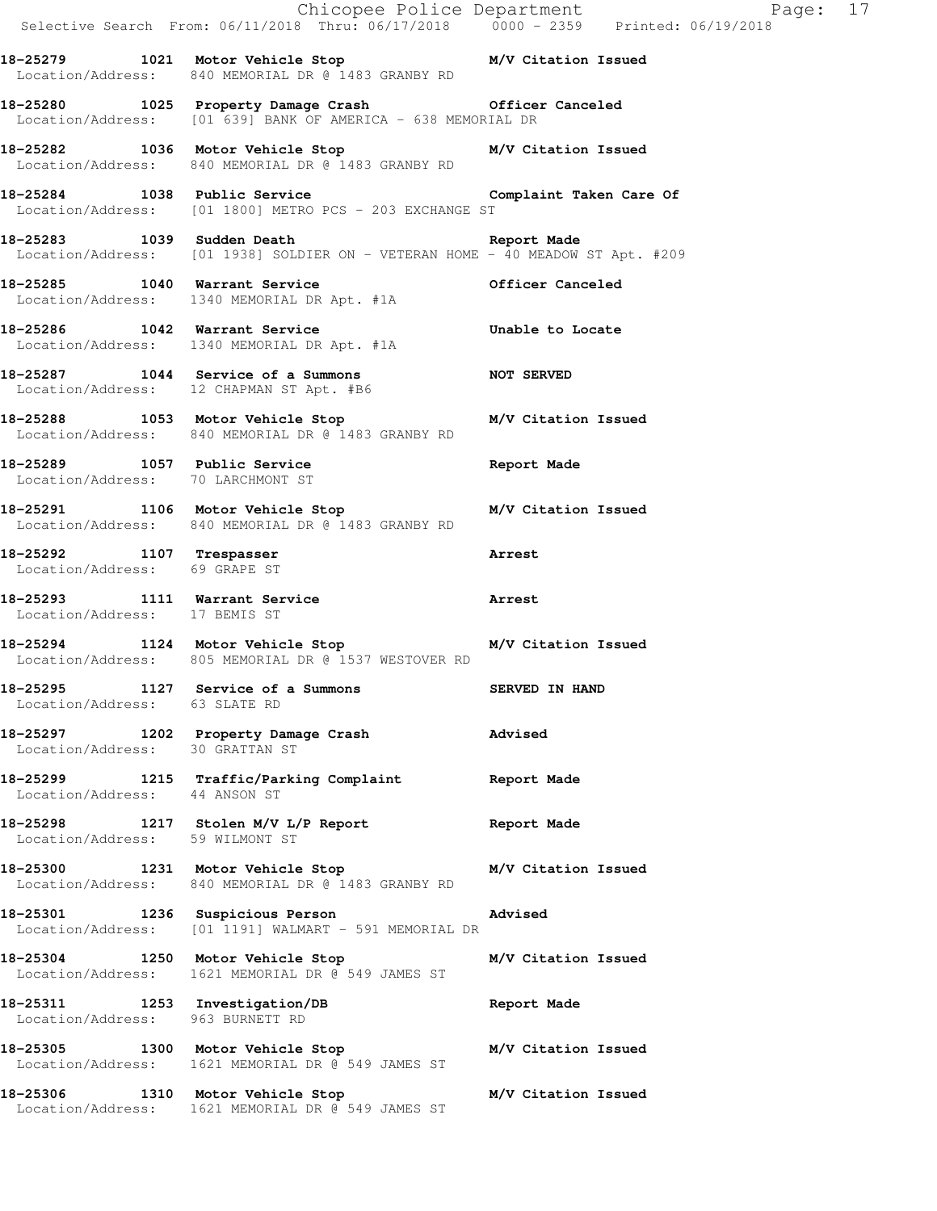**18-25279 1021 Motor Vehicle Stop M/V Citation Issued**
Location/Address: 840 MEMORIAL DR @ 1483 GRANBY RD

**18-25280 1025 Property Damage Crash Officer Canceled**
Location/Address: [01 639] BANK OF AMERICA - 638 MEMORIAL DR

**18-25282 1036 Motor Vehicle Stop M/V Citation Issued**
Location/Address: 840 MEMORIAL DR @ 1483 GRANBY RD

**18-25284 1038 Public Service Complaint Taken Care Of**
Location/Address: [01 1800] METRO PCS - 203 EXCHANGE ST

**18-25283 1039 Sudden Death Report Made**
Location/Address: [01 1938] SOLDIER ON - VETERAN HOME - 40 MEADOW ST Apt. #209

**18-25285 1040 Warrant Service Officer Canceled**
Location/Address: 1340 MEMORIAL DR Apt. #1A

**18-25286 1042 Warrant Service Unable to Locate**
Location/Address: 1340 MEMORIAL DR Apt. #1A

**18-25287 1044 Service of a Summons NOT SERVED**
Location/Address: 12 CHAPMAN ST Apt. #B6

**18-25288 1053 Motor Vehicle Stop M/V Citation Issued**
Location/Address: 840 MEMORIAL DR @ 1483 GRANBY RD

**18-25289 1057 Public Service Report Made**
Location/Address: 70 LARCHMONT ST

**18-25291 1106 Motor Vehicle Stop M/V Citation Issued**
Location/Address: 840 MEMORIAL DR @ 1483 GRANBY RD

**18-25292 1107 Trespasser Arrest**
Location/Address: 69 GRAPE ST

**18-25293 1111 Warrant Service Arrest**
Location/Address: 17 BEMIS ST

**18-25294 1124 Motor Vehicle Stop M/V Citation Issued**
Location/Address: 805 MEMORIAL DR @ 1537 WESTOVER RD

**18-25295 1127 Service of a Summons SERVED IN HAND**
Location/Address: 63 SLATE RD

**18-25297 1202 Property Damage Crash Advised**
Location/Address: 30 GRATTAN ST

**18-25299 1215 Traffic/Parking Complaint Report Made**
Location/Address: 44 ANSON ST

**18-25298 1217 Stolen M/V L/P Report Report Made**
Location/Address: 59 WILMONT ST

**18-25300 1231 Motor Vehicle Stop M/V Citation Issued**
Location/Address: 840 MEMORIAL DR @ 1483 GRANBY RD

**18-25301 1236 Suspicious Person Advised**
Location/Address: [01 1191] WALMART - 591 MEMORIAL DR

**18-25304 1250 Motor Vehicle Stop M/V Citation Issued**
Location/Address: 1621 MEMORIAL DR @ 549 JAMES ST

**18-25311 1253 Investigation/DB Report Made**
Location/Address: 963 BURNETT RD

**18-25305 1300 Motor Vehicle Stop M/V Citation Issued**
Location/Address: 1621 MEMORIAL DR @ 549 JAMES ST

**18-25306 1310 Motor Vehicle Stop M/V Citation Issued**
Location/Address: 1621 MEMORIAL DR @ 549 JAMES ST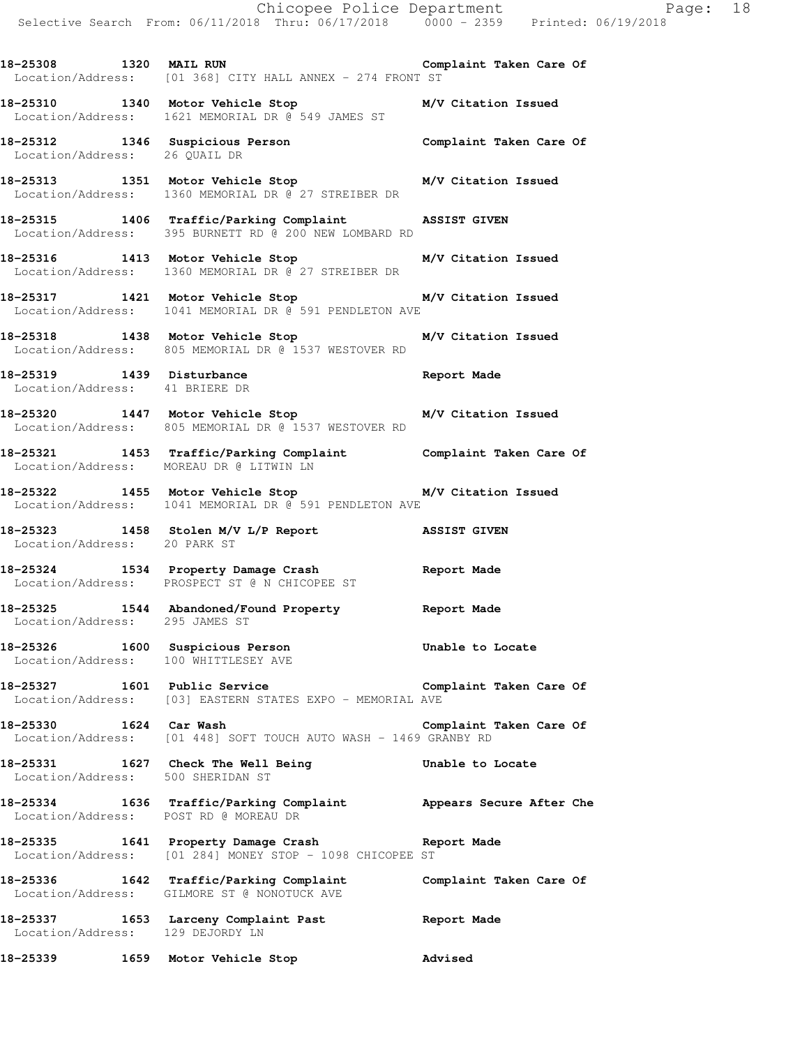18-25308 1320 MAIL RUN Complaint Taken Care Of
Location/Address: [01 368] CITY HALL ANNEX - 274 FRONT ST

18-25310 1340 Motor Vehicle Stop M/V Citation Issued
Location/Address: 1621 MEMORIAL DR @ 549 JAMES ST

18-25312 1346 Suspicious Person Complaint Taken Care Of
Location/Address: 26 QUAIL DR

18-25313 1351 Motor Vehicle Stop M/V Citation Issued
Location/Address: 1360 MEMORIAL DR @ 27 STREIBER DR

18-25315 1406 Traffic/Parking Complaint ASSIST GIVEN
Location/Address: 395 BURNETT RD @ 200 NEW LOMBARD RD

18-25316 1413 Motor Vehicle Stop M/V Citation Issued
Location/Address: 1360 MEMORIAL DR @ 27 STREIBER DR

18-25317 1421 Motor Vehicle Stop M/V Citation Issued
Location/Address: 1041 MEMORIAL DR @ 591 PENDLETON AVE

18-25318 1438 Motor Vehicle Stop M/V Citation Issued
Location/Address: 805 MEMORIAL DR @ 1537 WESTOVER RD

18-25319 1439 Disturbance Report Made
Location/Address: 41 BRIERE DR

18-25320 1447 Motor Vehicle Stop M/V Citation Issued
Location/Address: 805 MEMORIAL DR @ 1537 WESTOVER RD

18-25321 1453 Traffic/Parking Complaint Complaint Taken Care Of
Location/Address: MOREAU DR @ LITWIN LN

18-25322 1455 Motor Vehicle Stop M/V Citation Issued
Location/Address: 1041 MEMORIAL DR @ 591 PENDLETON AVE

18-25323 1458 Stolen M/V L/P Report ASSIST GIVEN
Location/Address: 20 PARK ST

18-25324 1534 Property Damage Crash Report Made
Location/Address: PROSPECT ST @ N CHICOPEE ST

18-25325 1544 Abandoned/Found Property Report Made
Location/Address: 295 JAMES ST

18-25326 1600 Suspicious Person Unable to Locate
Location/Address: 100 WHITTLESEY AVE

18-25327 1601 Public Service Complaint Taken Care Of
Location/Address: [03] EASTERN STATES EXPO - MEMORIAL AVE

18-25330 1624 Car Wash Complaint Taken Care Of
Location/Address: [01 448] SOFT TOUCH AUTO WASH - 1469 GRANBY RD

18-25331 1627 Check The Well Being Unable to Locate
Location/Address: 500 SHERIDAN ST

18-25334 1636 Traffic/Parking Complaint Appears Secure After Che
Location/Address: POST RD @ MOREAU DR

18-25335 1641 Property Damage Crash Report Made
Location/Address: [01 284] MONEY STOP - 1098 CHICOPEE ST

18-25336 1642 Traffic/Parking Complaint Complaint Taken Care Of
Location/Address: GILMORE ST @ NONOTUCK AVE

18-25337 1653 Larceny Complaint Past Report Made
Location/Address: 129 DEJORDY LN

18-25339 1659 Motor Vehicle Stop Advised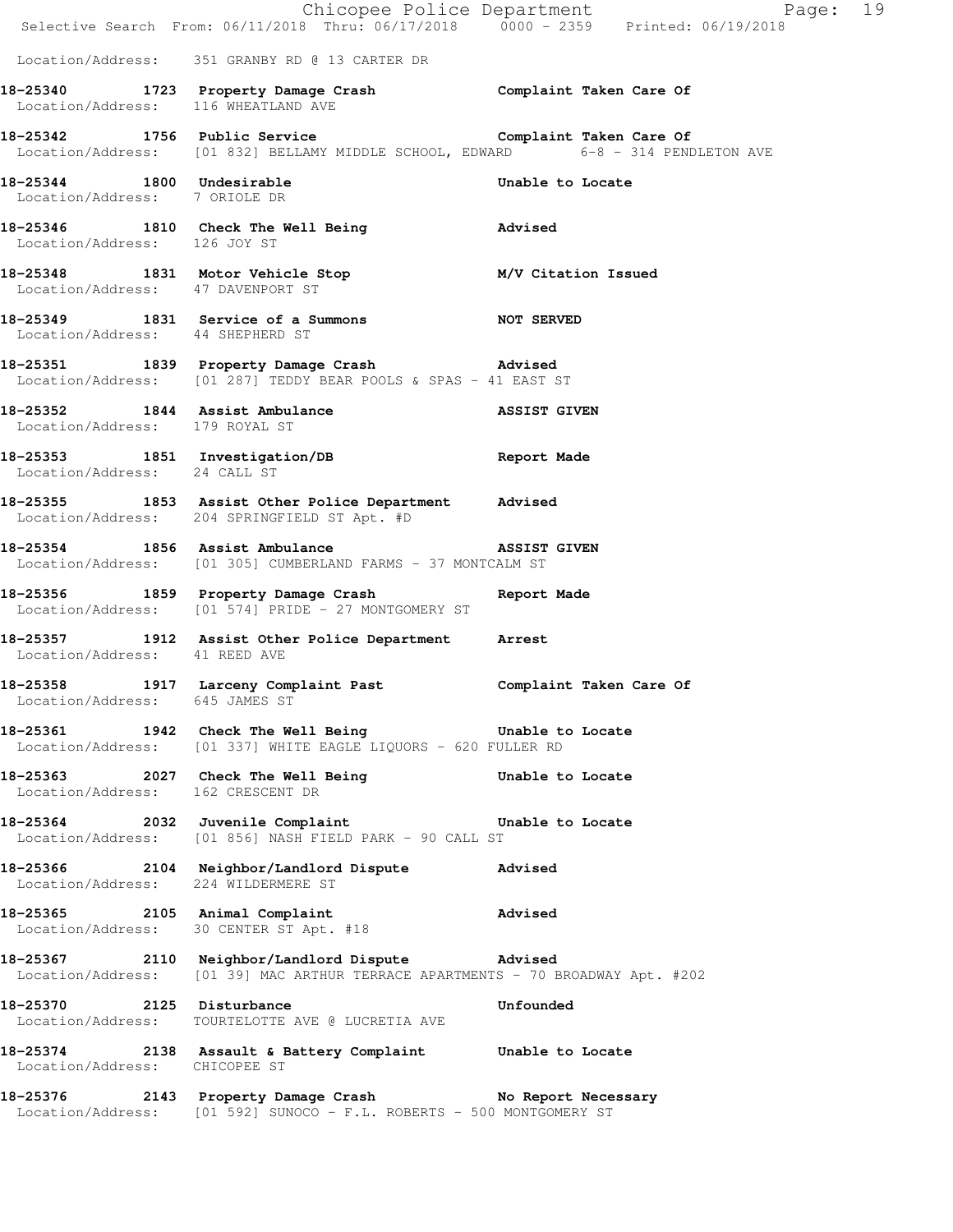Location/Address: 351 GRANBY RD @ 13 CARTER DR

**18-25340 1723 Property Damage Crash** **Complaint Taken Care Of**
Location/Address: 116 WHEATLAND AVE

**18-25342 1756 Public Service** **Complaint Taken Care Of**
Location/Address: [01 832] BELLAMY MIDDLE SCHOOL, EDWARD 6-8 - 314 PENDLETON AVE

**18-25344 1800 Undesirable** **Unable to Locate**
Location/Address: 7 ORIOLE DR

**18-25346 1810 Check The Well Being** **Advised**
Location/Address: 126 JOY ST

**18-25348 1831 Motor Vehicle Stop** **M/V Citation Issued**
Location/Address: 47 DAVENPORT ST

**18-25349 1831 Service of a Summons** **NOT SERVED**
Location/Address: 44 SHEPHERD ST

**18-25351 1839 Property Damage Crash** **Advised**
Location/Address: [01 287] TEDDY BEAR POOLS & SPAS - 41 EAST ST

**18-25352 1844 Assist Ambulance** **ASSIST GIVEN**
Location/Address: 179 ROYAL ST

**18-25353 1851 Investigation/DB** **Report Made**
Location/Address: 24 CALL ST

**18-25355 1853 Assist Other Police Department** **Advised**
Location/Address: 204 SPRINGFIELD ST Apt. #D

**18-25354 1856 Assist Ambulance** **ASSIST GIVEN**
Location/Address: [01 305] CUMBERLAND FARMS - 37 MONTCALM ST

**18-25356 1859 Property Damage Crash** **Report Made**
Location/Address: [01 574] PRIDE - 27 MONTGOMERY ST

**18-25357 1912 Assist Other Police Department** **Arrest**
Location/Address: 41 REED AVE

**18-25358 1917 Larceny Complaint Past** **Complaint Taken Care Of**
Location/Address: 645 JAMES ST

**18-25361 1942 Check The Well Being** **Unable to Locate**
Location/Address: [01 337] WHITE EAGLE LIQUORS - 620 FULLER RD

**18-25363 2027 Check The Well Being** **Unable to Locate**
Location/Address: 162 CRESCENT DR

**18-25364 2032 Juvenile Complaint** **Unable to Locate**
Location/Address: [01 856] NASH FIELD PARK - 90 CALL ST

**18-25366 2104 Neighbor/Landlord Dispute** **Advised**
Location/Address: 224 WILDERMERE ST

**18-25365 2105 Animal Complaint** **Advised**
Location/Address: 30 CENTER ST Apt. #18

**18-25367 2110 Neighbor/Landlord Dispute** **Advised**
Location/Address: [01 39] MAC ARTHUR TERRACE APARTMENTS - 70 BROADWAY Apt. #202

**18-25370 2125 Disturbance** **Unfounded**
Location/Address: TOURTELOTTE AVE @ LUCRETIA AVE

**18-25374 2138 Assault & Battery Complaint** **Unable to Locate**
Location/Address: CHICOPEE ST

**18-25376 2143 Property Damage Crash** **No Report Necessary**
Location/Address: [01 592] SUNOCO - F.L. ROBERTS - 500 MONTGOMERY ST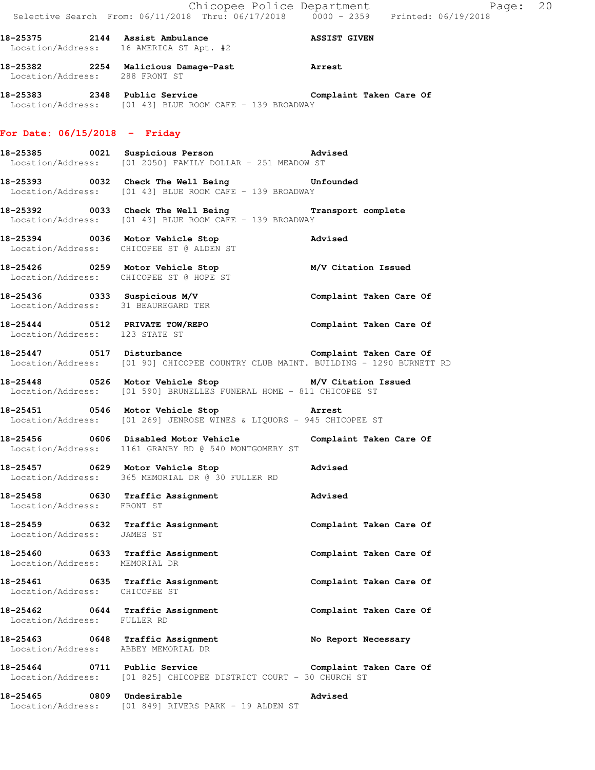**18-25375 2144 Assist Ambulance ASSIST GIVEN**
Location/Address: 16 AMERICA ST Apt. #2

**18-25382 2254 Malicious Damage-Past Arrest**
Location/Address: 288 FRONT ST

**18-25383 2348 Public Service Complaint Taken Care Of**
Location/Address: [01 43] BLUE ROOM CAFE - 139 BROADWAY

## For Date: 06/15/2018 - Friday

**18-25385 0021 Suspicious Person Advised**
Location/Address: [01 2050] FAMILY DOLLAR - 251 MEADOW ST

**18-25393 0032 Check The Well Being Unfounded**
Location/Address: [01 43] BLUE ROOM CAFE - 139 BROADWAY

**18-25392 0033 Check The Well Being Transport complete**
Location/Address: [01 43] BLUE ROOM CAFE - 139 BROADWAY

**18-25394 0036 Motor Vehicle Stop Advised**
Location/Address: CHICOPEE ST @ ALDEN ST

**18-25426 0259 Motor Vehicle Stop M/V Citation Issued**
Location/Address: CHICOPEE ST @ HOPE ST

**18-25436 0333 Suspicious M/V Complaint Taken Care Of**
Location/Address: 31 BEAUREGARD TER

**18-25444 0512 PRIVATE TOW/REPO Complaint Taken Care Of**
Location/Address: 123 STATE ST

**18-25447 0517 Disturbance Complaint Taken Care Of**
Location/Address: [01 90] CHICOPEE COUNTRY CLUB MAINT. BUILDING - 1290 BURNETT RD

**18-25448 0526 Motor Vehicle Stop M/V Citation Issued**
Location/Address: [01 590] BRUNELLES FUNERAL HOME - 811 CHICOPEE ST

**18-25451 0546 Motor Vehicle Stop Arrest**
Location/Address: [01 269] JENROSE WINES & LIQUORS - 945 CHICOPEE ST

**18-25456 0606 Disabled Motor Vehicle Complaint Taken Care Of**
Location/Address: 1161 GRANBY RD @ 540 MONTGOMERY ST

**18-25457 0629 Motor Vehicle Stop Advised**
Location/Address: 365 MEMORIAL DR @ 30 FULLER RD

**18-25458 0630 Traffic Assignment Advised**
Location/Address: FRONT ST

**18-25459 0632 Traffic Assignment Complaint Taken Care Of**
Location/Address: JAMES ST

**18-25460 0633 Traffic Assignment Complaint Taken Care Of**
Location/Address: MEMORIAL DR

**18-25461 0635 Traffic Assignment Complaint Taken Care Of**
Location/Address: CHICOPEE ST

**18-25462 0644 Traffic Assignment Complaint Taken Care Of**
Location/Address: FULLER RD

**18-25463 0648 Traffic Assignment No Report Necessary**
Location/Address: ABBEY MEMORIAL DR

**18-25464 0711 Public Service Complaint Taken Care Of**
Location/Address: [01 825] CHICOPEE DISTRICT COURT - 30 CHURCH ST

**18-25465 0809 Undesirable Advised**
Location/Address: [01 849] RIVERS PARK - 19 ALDEN ST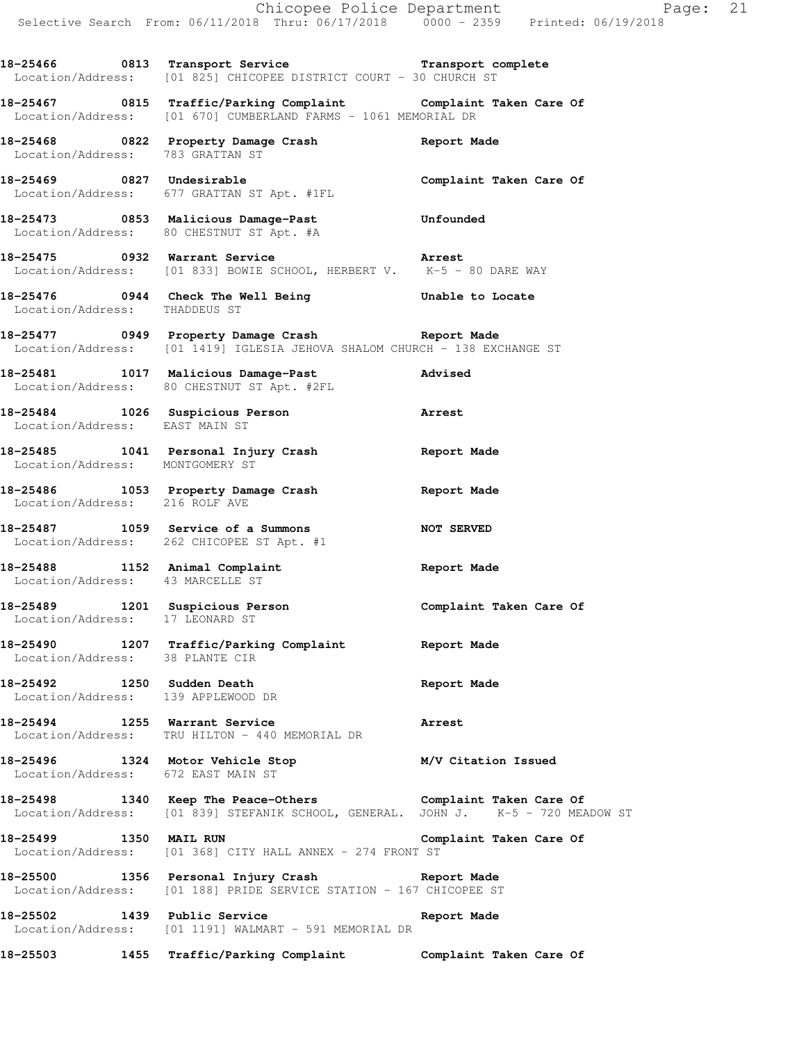**18-25466 0813 Transport Service Transport complete**
Location/Address: [01 825] CHICOPEE DISTRICT COURT - 30 CHURCH ST

**18-25467 0815 Traffic/Parking Complaint Complaint Taken Care Of**
Location/Address: [01 670] CUMBERLAND FARMS - 1061 MEMORIAL DR

**18-25468 0822 Property Damage Crash Report Made**
Location/Address: 783 GRATTAN ST

**18-25469 0827 Undesirable Complaint Taken Care Of**
Location/Address: 677 GRATTAN ST Apt. #1FL

**18-25473 0853 Malicious Damage-Past Unfounded**
Location/Address: 80 CHESTNUT ST Apt. #A

**18-25475 0932 Warrant Service Arrest**
Location/Address: [01 833] BOWIE SCHOOL, HERBERT V. K-5 - 80 DARE WAY

**18-25476 0944 Check The Well Being Unable to Locate**
Location/Address: THADDEUS ST

**18-25477 0949 Property Damage Crash Report Made**
Location/Address: [01 1419] IGLESIA JEHOVA SHALOM CHURCH - 138 EXCHANGE ST

**18-25481 1017 Malicious Damage-Past Advised**
Location/Address: 80 CHESTNUT ST Apt. #2FL

**18-25484 1026 Suspicious Person Arrest**
Location/Address: EAST MAIN ST

**18-25485 1041 Personal Injury Crash Report Made**
Location/Address: MONTGOMERY ST

**18-25486 1053 Property Damage Crash Report Made**
Location/Address: 216 ROLF AVE

**18-25487 1059 Service of a Summons NOT SERVED**
Location/Address: 262 CHICOPEE ST Apt. #1

**18-25488 1152 Animal Complaint Report Made**
Location/Address: 43 MARCELLE ST

**18-25489 1201 Suspicious Person Complaint Taken Care Of**
Location/Address: 17 LEONARD ST

**18-25490 1207 Traffic/Parking Complaint Report Made**
Location/Address: 38 PLANTE CIR

**18-25492 1250 Sudden Death Report Made**
Location/Address: 139 APPLEWOOD DR

**18-25494 1255 Warrant Service Arrest**
Location/Address: TRU HILTON - 440 MEMORIAL DR

**18-25496 1324 Motor Vehicle Stop M/V Citation Issued**
Location/Address: 672 EAST MAIN ST

**18-25498 1340 Keep The Peace-Others Complaint Taken Care Of**
Location/Address: [01 839] STEFANIK SCHOOL, GENERAL. JOHN J. K-5 - 720 MEADOW ST

**18-25499 1350 MAIL RUN Complaint Taken Care Of**
Location/Address: [01 368] CITY HALL ANNEX - 274 FRONT ST

**18-25500 1356 Personal Injury Crash Report Made**
Location/Address: [01 188] PRIDE SERVICE STATION - 167 CHICOPEE ST

**18-25502 1439 Public Service Report Made**
Location/Address: [01 1191] WALMART - 591 MEMORIAL DR

**18-25503 1455 Traffic/Parking Complaint Complaint Taken Care Of**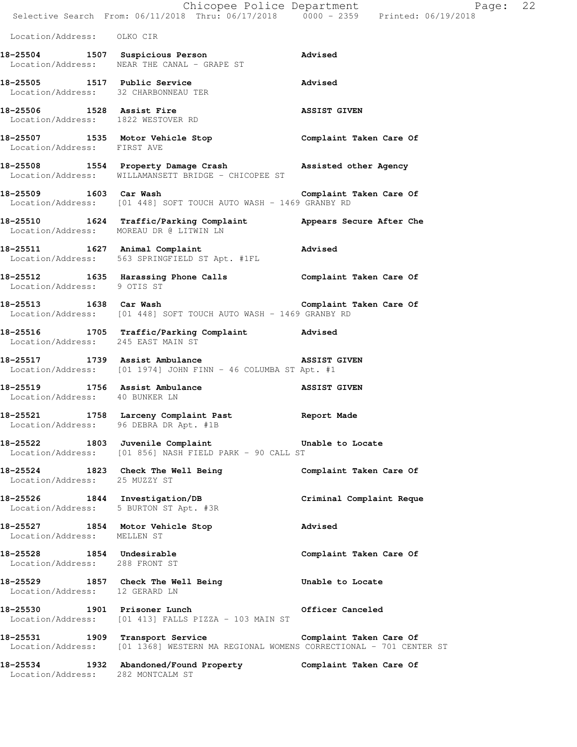Location/Address: OLKO CIR

**18-25504 1507 Suspicious Person** Advised
Location/Address: NEAR THE CANAL - GRAPE ST

**18-25505 1517 Public Service** Advised
Location/Address: 32 CHARBONNEAU TER

**18-25506 1528 Assist Fire** ASSIST GIVEN
Location/Address: 1822 WESTOVER RD

**18-25507 1535 Motor Vehicle Stop** Complaint Taken Care Of
Location/Address: FIRST AVE

**18-25508 1554 Property Damage Crash** Assisted other Agency
Location/Address: WILLAMANSETT BRIDGE - CHICOPEE ST

**18-25509 1603 Car Wash** Complaint Taken Care Of
Location/Address: [01 448] SOFT TOUCH AUTO WASH - 1469 GRANBY RD

**18-25510 1624 Traffic/Parking Complaint** Appears Secure After Che
Location/Address: MOREAU DR @ LITWIN LN

**18-25511 1627 Animal Complaint** Advised
Location/Address: 563 SPRINGFIELD ST Apt. #1FL

**18-25512 1635 Harassing Phone Calls** Complaint Taken Care Of
Location/Address: 9 OTIS ST

**18-25513 1638 Car Wash** Complaint Taken Care Of
Location/Address: [01 448] SOFT TOUCH AUTO WASH - 1469 GRANBY RD

**18-25516 1705 Traffic/Parking Complaint** Advised
Location/Address: 245 EAST MAIN ST

**18-25517 1739 Assist Ambulance** ASSIST GIVEN
Location/Address: [01 1974] JOHN FINN - 46 COLUMBA ST Apt. #1

**18-25519 1756 Assist Ambulance** ASSIST GIVEN
Location/Address: 40 BUNKER LN

**18-25521 1758 Larceny Complaint Past** Report Made
Location/Address: 96 DEBRA DR Apt. #1B

**18-25522 1803 Juvenile Complaint** Unable to Locate
Location/Address: [01 856] NASH FIELD PARK - 90 CALL ST

**18-25524 1823 Check The Well Being** Complaint Taken Care Of
Location/Address: 25 MUZZY ST

**18-25526 1844 Investigation/DB** Criminal Complaint Reque
Location/Address: 5 BURTON ST Apt. #3R

**18-25527 1854 Motor Vehicle Stop** Advised
Location/Address: MELLEN ST

**18-25528 1854 Undesirable** Complaint Taken Care Of
Location/Address: 288 FRONT ST

**18-25529 1857 Check The Well Being** Unable to Locate
Location/Address: 12 GERARD LN

**18-25530 1901 Prisoner Lunch** Officer Canceled
Location/Address: [01 413] FALLS PIZZA - 103 MAIN ST

**18-25531 1909 Transport Service** Complaint Taken Care Of
Location/Address: [01 1368] WESTERN MA REGIONAL WOMENS CORRECTIONAL - 701 CENTER ST

**18-25534 1932 Abandoned/Found Property** Complaint Taken Care Of
Location/Address: 282 MONTCALM ST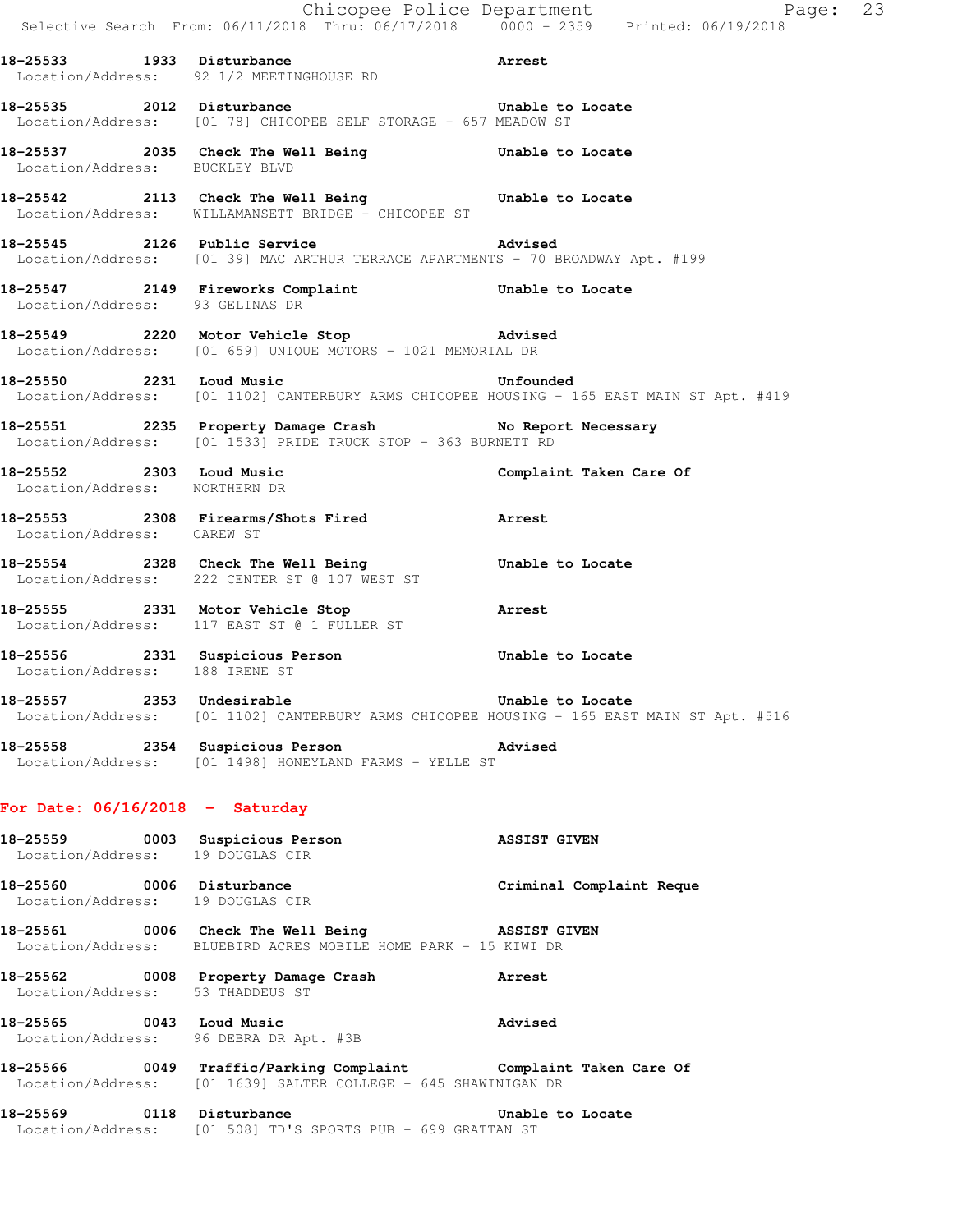**18-25533 1933 Disturbance** **Arrest**
Location/Address: 92 1/2 MEETINGHOUSE RD

**18-25535 2012 Disturbance** **Unable to Locate**
Location/Address: [01 78] CHICOPEE SELF STORAGE - 657 MEADOW ST

**18-25537 2035 Check The Well Being** **Unable to Locate**
Location/Address: BUCKLEY BLVD

**18-25542 2113 Check The Well Being** **Unable to Locate**
Location/Address: WILLAMANSETT BRIDGE - CHICOPEE ST

**18-25545 2126 Public Service** **Advised**
Location/Address: [01 39] MAC ARTHUR TERRACE APARTMENTS - 70 BROADWAY Apt. #199

**18-25547 2149 Fireworks Complaint** **Unable to Locate**
Location/Address: 93 GELINAS DR

**18-25549 2220 Motor Vehicle Stop** **Advised**
Location/Address: [01 659] UNIQUE MOTORS - 1021 MEMORIAL DR

**18-25550 2231 Loud Music** **Unfounded**
Location/Address: [01 1102] CANTERBURY ARMS CHICOPEE HOUSING - 165 EAST MAIN ST Apt. #419

**18-25551 2235 Property Damage Crash** **No Report Necessary**
Location/Address: [01 1533] PRIDE TRUCK STOP - 363 BURNETT RD

**18-25552 2303 Loud Music** **Complaint Taken Care Of**
Location/Address: NORTHERN DR

**18-25553 2308 Firearms/Shots Fired** **Arrest**
Location/Address: CAREW ST

**18-25554 2328 Check The Well Being** **Unable to Locate**
Location/Address: 222 CENTER ST @ 107 WEST ST

**18-25555 2331 Motor Vehicle Stop** **Arrest**
Location/Address: 117 EAST ST @ 1 FULLER ST

**18-25556 2331 Suspicious Person** **Unable to Locate**
Location/Address: 188 IRENE ST

**18-25557 2353 Undesirable** **Unable to Locate**
Location/Address: [01 1102] CANTERBURY ARMS CHICOPEE HOUSING - 165 EAST MAIN ST Apt. #516

**18-25558 2354 Suspicious Person** **Advised**
Location/Address: [01 1498] HONEYLAND FARMS - YELLE ST

## For Date: 06/16/2018 - Saturday

**18-25559 0003 Suspicious Person** **ASSIST GIVEN**
Location/Address: 19 DOUGLAS CIR

**18-25560 0006 Disturbance** **Criminal Complaint Reque**
Location/Address: 19 DOUGLAS CIR

**18-25561 0006 Check The Well Being** **ASSIST GIVEN**
Location/Address: BLUEBIRD ACRES MOBILE HOME PARK - 15 KIWI DR

**18-25562 0008 Property Damage Crash** **Arrest**
Location/Address: 53 THADDEUS ST

**18-25565 0043 Loud Music** **Advised**
Location/Address: 96 DEBRA DR Apt. #3B

**18-25566 0049 Traffic/Parking Complaint** **Complaint Taken Care Of**
Location/Address: [01 1639] SALTER COLLEGE - 645 SHAWINIGAN DR

**18-25569 0118 Disturbance** **Unable to Locate**
Location/Address: [01 508] TD'S SPORTS PUB - 699 GRATTAN ST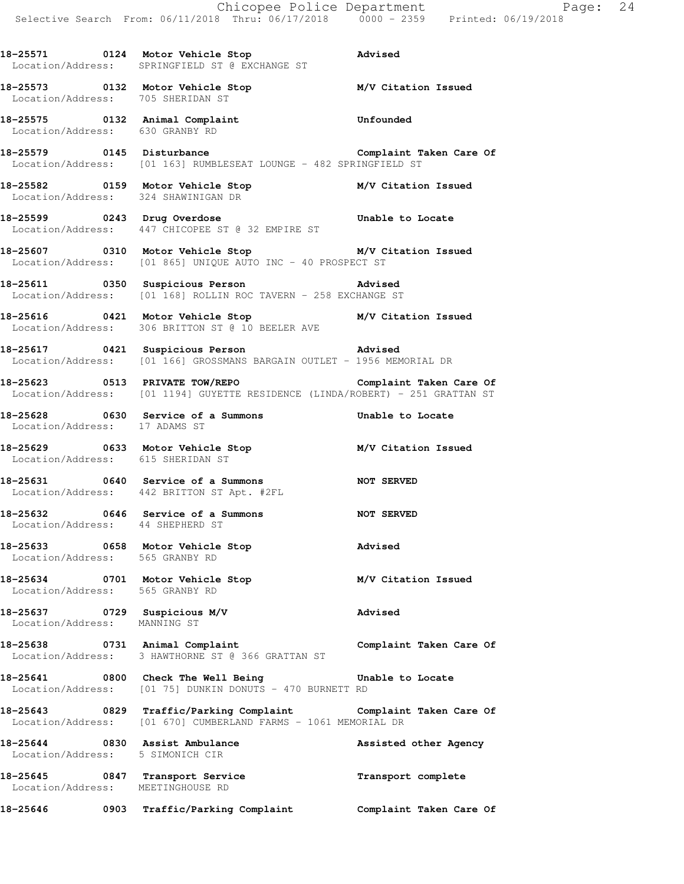**18-25571 0124 Motor Vehicle Stop** **Advised**
Location/Address: SPRINGFIELD ST @ EXCHANGE ST

**18-25573 0132 Motor Vehicle Stop** **M/V Citation Issued**
Location/Address: 705 SHERIDAN ST

**18-25575 0132 Animal Complaint** **Unfounded**
Location/Address: 630 GRANBY RD

**18-25579 0145 Disturbance** **Complaint Taken Care Of**
Location/Address: [01 163] RUMBLESEAT LOUNGE - 482 SPRINGFIELD ST

**18-25582 0159 Motor Vehicle Stop** **M/V Citation Issued**
Location/Address: 324 SHAWINIGAN DR

**18-25599 0243 Drug Overdose** **Unable to Locate**
Location/Address: 447 CHICOPEE ST @ 32 EMPIRE ST

**18-25607 0310 Motor Vehicle Stop** **M/V Citation Issued**
Location/Address: [01 865] UNIQUE AUTO INC - 40 PROSPECT ST

**18-25611 0350 Suspicious Person** **Advised**
Location/Address: [01 168] ROLLIN ROC TAVERN - 258 EXCHANGE ST

**18-25616 0421 Motor Vehicle Stop** **M/V Citation Issued**
Location/Address: 306 BRITTON ST @ 10 BEELER AVE

**18-25617 0421 Suspicious Person** **Advised**
Location/Address: [01 166] GROSSMANS BARGAIN OUTLET - 1956 MEMORIAL DR

**18-25623 0513 PRIVATE TOW/REPO** **Complaint Taken Care Of**
Location/Address: [01 1194] GUYETTE RESIDENCE (LINDA/ROBERT) - 251 GRATTAN ST

**18-25628 0630 Service of a Summons** **Unable to Locate**
Location/Address: 17 ADAMS ST

**18-25629 0633 Motor Vehicle Stop** **M/V Citation Issued**
Location/Address: 615 SHERIDAN ST

**18-25631 0640 Service of a Summons** **NOT SERVED**
Location/Address: 442 BRITTON ST Apt. #2FL

**18-25632 0646 Service of a Summons** **NOT SERVED**
Location/Address: 44 SHEPHERD ST

**18-25633 0658 Motor Vehicle Stop** **Advised**
Location/Address: 565 GRANBY RD

**18-25634 0701 Motor Vehicle Stop** **M/V Citation Issued**
Location/Address: 565 GRANBY RD

**18-25637 0729 Suspicious M/V** **Advised**
Location/Address: MANNING ST

**18-25638 0731 Animal Complaint** **Complaint Taken Care Of**
Location/Address: 3 HAWTHORNE ST @ 366 GRATTAN ST

**18-25641 0800 Check The Well Being** **Unable to Locate**
Location/Address: [01 75] DUNKIN DONUTS - 470 BURNETT RD

**18-25643 0829 Traffic/Parking Complaint** **Complaint Taken Care Of**
Location/Address: [01 670] CUMBERLAND FARMS - 1061 MEMORIAL DR

**18-25644 0830 Assist Ambulance** **Assisted other Agency**
Location/Address: 5 SIMONICH CIR

**18-25645 0847 Transport Service** **Transport complete**
Location/Address: MEETINGHOUSE RD

**18-25646 0903 Traffic/Parking Complaint** **Complaint Taken Care Of**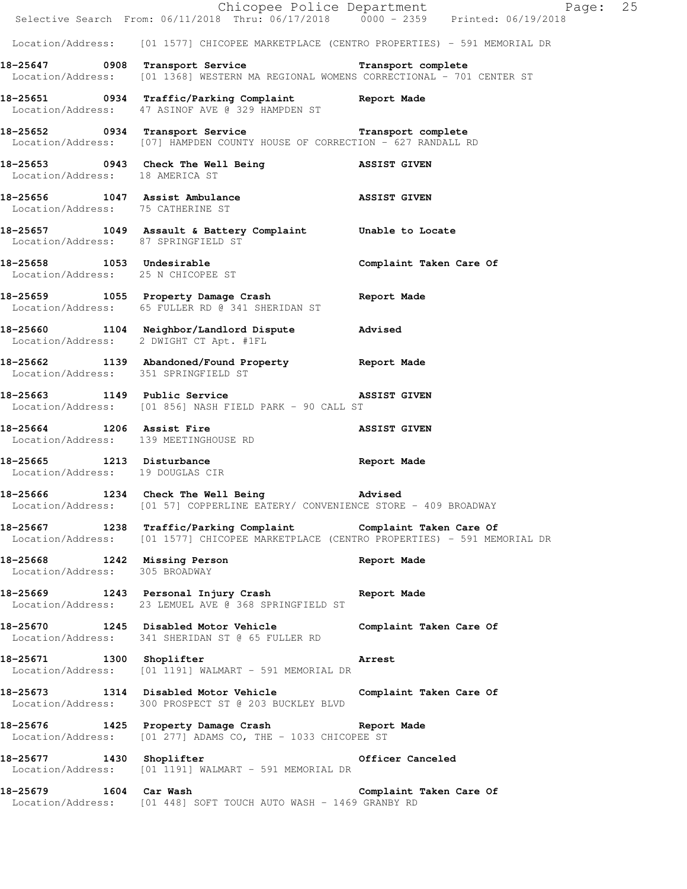Location/Address: [01 1577] CHICOPEE MARKETPLACE (CENTRO PROPERTIES) - 591 MEMORIAL DR

**18-25647 0908 Transport Service** **Transport complete**
Location/Address: [01 1368] WESTERN MA REGIONAL WOMENS CORRECTIONAL - 701 CENTER ST

**18-25651 0934 Traffic/Parking Complaint** **Report Made**
Location/Address: 47 ASINOF AVE @ 329 HAMPDEN ST

**18-25652 0934 Transport Service** **Transport complete**
Location/Address: [07] HAMPDEN COUNTY HOUSE OF CORRECTION - 627 RANDALL RD

**18-25653 0943 Check The Well Being** **ASSIST GIVEN**
Location/Address: 18 AMERICA ST

**18-25656 1047 Assist Ambulance** **ASSIST GIVEN**
Location/Address: 75 CATHERINE ST

**18-25657 1049 Assault & Battery Complaint** **Unable to Locate**
Location/Address: 87 SPRINGFIELD ST

**18-25658 1053 Undesirable** **Complaint Taken Care Of**
Location/Address: 25 N CHICOPEE ST

**18-25659 1055 Property Damage Crash** **Report Made**
Location/Address: 65 FULLER RD @ 341 SHERIDAN ST

**18-25660 1104 Neighbor/Landlord Dispute** **Advised**
Location/Address: 2 DWIGHT CT Apt. #1FL

**18-25662 1139 Abandoned/Found Property** **Report Made**
Location/Address: 351 SPRINGFIELD ST

**18-25663 1149 Public Service** **ASSIST GIVEN**
Location/Address: [01 856] NASH FIELD PARK - 90 CALL ST

**18-25664 1206 Assist Fire** **ASSIST GIVEN**
Location/Address: 139 MEETINGHOUSE RD

**18-25665 1213 Disturbance** **Report Made**
Location/Address: 19 DOUGLAS CIR

**18-25666 1234 Check The Well Being** **Advised**
Location/Address: [01 57] COPPERLINE EATERY/ CONVENIENCE STORE - 409 BROADWAY

**18-25667 1238 Traffic/Parking Complaint** **Complaint Taken Care Of**
Location/Address: [01 1577] CHICOPEE MARKETPLACE (CENTRO PROPERTIES) - 591 MEMORIAL DR

**18-25668 1242 Missing Person** **Report Made**
Location/Address: 305 BROADWAY

**18-25669 1243 Personal Injury Crash** **Report Made**
Location/Address: 23 LEMUEL AVE @ 368 SPRINGFIELD ST

**18-25670 1245 Disabled Motor Vehicle** **Complaint Taken Care Of**
Location/Address: 341 SHERIDAN ST @ 65 FULLER RD

**18-25671 1300 Shoplifter** **Arrest**
Location/Address: [01 1191] WALMART - 591 MEMORIAL DR

**18-25673 1314 Disabled Motor Vehicle** **Complaint Taken Care Of**
Location/Address: 300 PROSPECT ST @ 203 BUCKLEY BLVD

**18-25676 1425 Property Damage Crash** **Report Made**
Location/Address: [01 277] ADAMS CO, THE - 1033 CHICOPEE ST

**18-25677 1430 Shoplifter** **Officer Canceled**
Location/Address: [01 1191] WALMART - 591 MEMORIAL DR

**18-25679 1604 Car Wash** **Complaint Taken Care Of**
Location/Address: [01 448] SOFT TOUCH AUTO WASH - 1469 GRANBY RD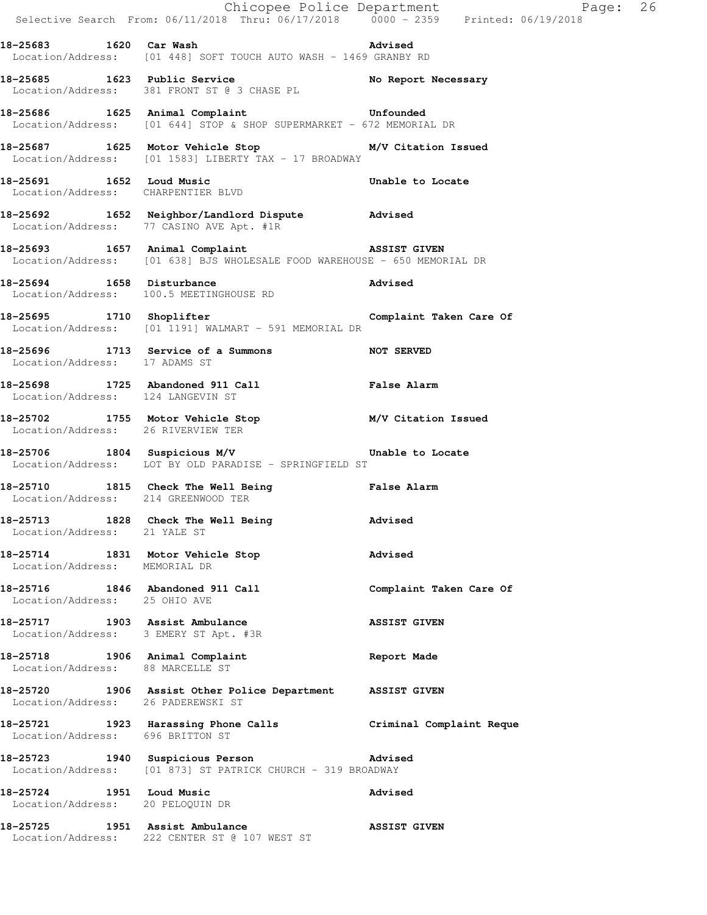18-25683 1620 Car Wash Advised
Location/Address: [01 448] SOFT TOUCH AUTO WASH - 1469 GRANBY RD

18-25685 1623 Public Service No Report Necessary
Location/Address: 381 FRONT ST @ 3 CHASE PL

18-25686 1625 Animal Complaint Unfounded
Location/Address: [01 644] STOP & SHOP SUPERMARKET - 672 MEMORIAL DR

18-25687 1625 Motor Vehicle Stop M/V Citation Issued
Location/Address: [01 1583] LIBERTY TAX - 17 BROADWAY

18-25691 1652 Loud Music Unable to Locate
Location/Address: CHARPENTIER BLVD

18-25692 1652 Neighbor/Landlord Dispute Advised
Location/Address: 77 CASINO AVE Apt. #1R

18-25693 1657 Animal Complaint ASSIST GIVEN
Location/Address: [01 638] BJS WHOLESALE FOOD WAREHOUSE - 650 MEMORIAL DR

18-25694 1658 Disturbance Advised
Location/Address: 100.5 MEETINGHOUSE RD

18-25695 1710 Shoplifter Complaint Taken Care Of
Location/Address: [01 1191] WALMART - 591 MEMORIAL DR

18-25696 1713 Service of a Summons NOT SERVED
Location/Address: 17 ADAMS ST

18-25698 1725 Abandoned 911 Call False Alarm
Location/Address: 124 LANGEVIN ST

18-25702 1755 Motor Vehicle Stop M/V Citation Issued
Location/Address: 26 RIVERVIEW TER

18-25706 1804 Suspicious M/V Unable to Locate
Location/Address: LOT BY OLD PARADISE - SPRINGFIELD ST

18-25710 1815 Check The Well Being False Alarm
Location/Address: 214 GREENWOOD TER

18-25713 1828 Check The Well Being Advised
Location/Address: 21 YALE ST

18-25714 1831 Motor Vehicle Stop Advised
Location/Address: MEMORIAL DR

18-25716 1846 Abandoned 911 Call Complaint Taken Care Of
Location/Address: 25 OHIO AVE

18-25717 1903 Assist Ambulance ASSIST GIVEN
Location/Address: 3 EMERY ST Apt. #3R

18-25718 1906 Animal Complaint Report Made
Location/Address: 88 MARCELLE ST

18-25720 1906 Assist Other Police Department ASSIST GIVEN
Location/Address: 26 PADEREWSKI ST

18-25721 1923 Harassing Phone Calls Criminal Complaint Reque
Location/Address: 696 BRITTON ST

18-25723 1940 Suspicious Person Advised
Location/Address: [01 873] ST PATRICK CHURCH - 319 BROADWAY

18-25724 1951 Loud Music Advised
Location/Address: 20 PELOQUIN DR

18-25725 1951 Assist Ambulance ASSIST GIVEN
Location/Address: 222 CENTER ST @ 107 WEST ST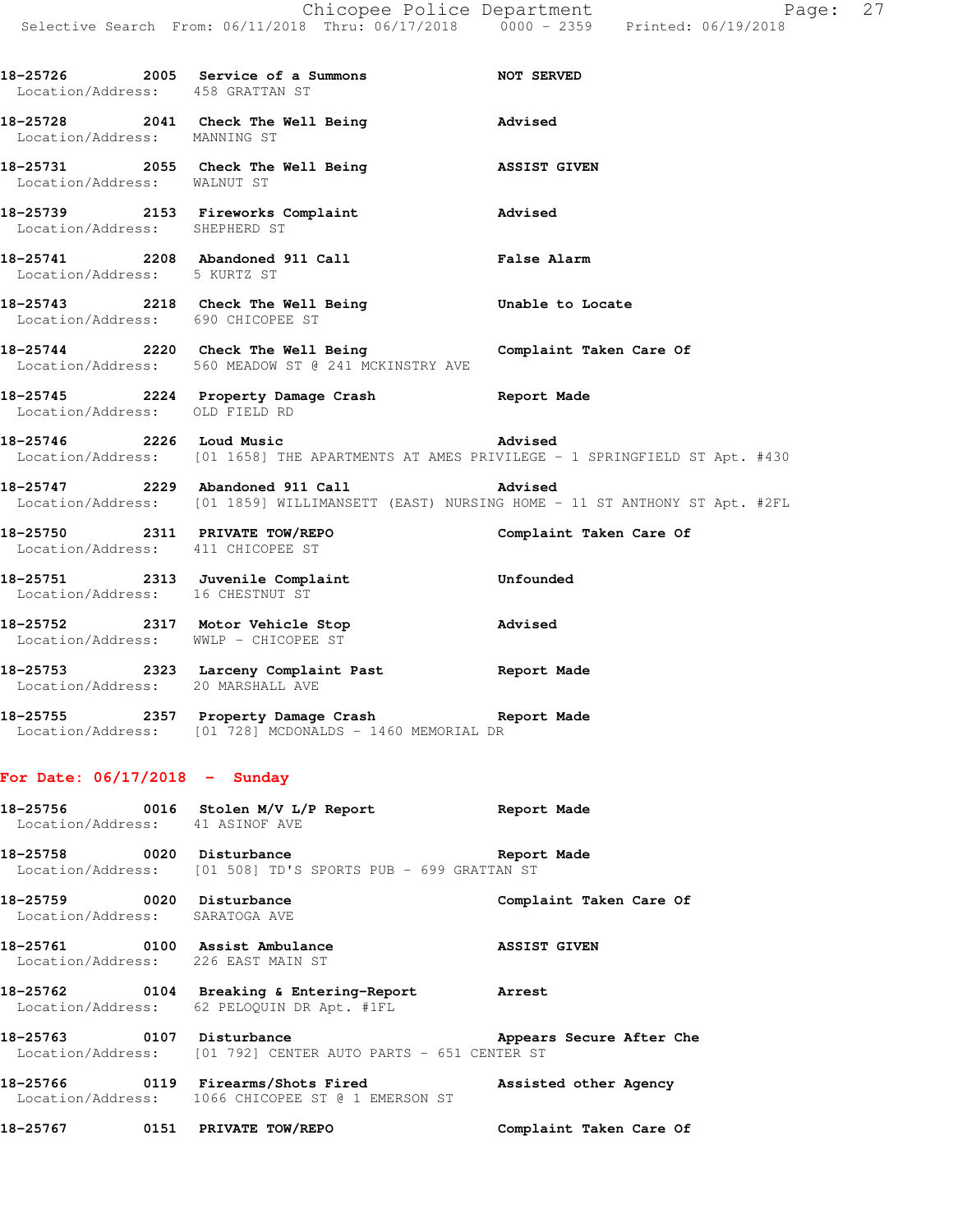18-25726 2005 **Service of a Summons** **NOT SERVED**
Location/Address: 458 GRATTAN ST

18-25728 2041 **Check The Well Being** **Advised**
Location/Address: MANNING ST

18-25731 2055 **Check The Well Being** **ASSIST GIVEN**
Location/Address: WALNUT ST

18-25739 2153 **Fireworks Complaint** **Advised**
Location/Address: SHEPHERD ST

18-25741 2208 **Abandoned 911 Call** **False Alarm**
Location/Address: 5 KURTZ ST

18-25743 2218 **Check The Well Being** **Unable to Locate**
Location/Address: 690 CHICOPEE ST

18-25744 2220 **Check The Well Being** **Complaint Taken Care Of**
Location/Address: 560 MEADOW ST @ 241 MCKINSTRY AVE

18-25745 2224 **Property Damage Crash** **Report Made**
Location/Address: OLD FIELD RD

18-25746 2226 **Loud Music** **Advised**
Location/Address: [01 1658] THE APARTMENTS AT AMES PRIVILEGE - 1 SPRINGFIELD ST Apt. #430

18-25747 2229 **Abandoned 911 Call** **Advised**
Location/Address: [01 1859] WILLIMANSETT (EAST) NURSING HOME - 11 ST ANTHONY ST Apt. #2FL

18-25750 2311 **PRIVATE TOW/REPO** **Complaint Taken Care Of**
Location/Address: 411 CHICOPEE ST

18-25751 2313 **Juvenile Complaint** **Unfounded**
Location/Address: 16 CHESTNUT ST

18-25752 2317 **Motor Vehicle Stop** **Advised**
Location/Address: WWLP - CHICOPEE ST

18-25753 2323 **Larceny Complaint Past** **Report Made**
Location/Address: 20 MARSHALL AVE

18-25755 2357 **Property Damage Crash** **Report Made**
Location/Address: [01 728] MCDONALDS - 1460 MEMORIAL DR

## For Date: 06/17/2018 - Sunday

18-25756 0016 **Stolen M/V L/P Report** **Report Made**
Location/Address: 41 ASINOF AVE

18-25758 0020 **Disturbance** **Report Made**
Location/Address: [01 508] TD'S SPORTS PUB - 699 GRATTAN ST

18-25759 0020 **Disturbance** **Complaint Taken Care Of**
Location/Address: SARATOGA AVE

18-25761 0100 **Assist Ambulance** **ASSIST GIVEN**
Location/Address: 226 EAST MAIN ST

18-25762 0104 **Breaking & Entering-Report** **Arrest**
Location/Address: 62 PELOQUIN DR Apt. #1FL

18-25763 0107 **Disturbance** **Appears Secure After Che**
Location/Address: [01 792] CENTER AUTO PARTS - 651 CENTER ST

18-25766 0119 **Firearms/Shots Fired** **Assisted other Agency**
Location/Address: 1066 CHICOPEE ST @ 1 EMERSON ST

18-25767 0151 **PRIVATE TOW/REPO** **Complaint Taken Care Of**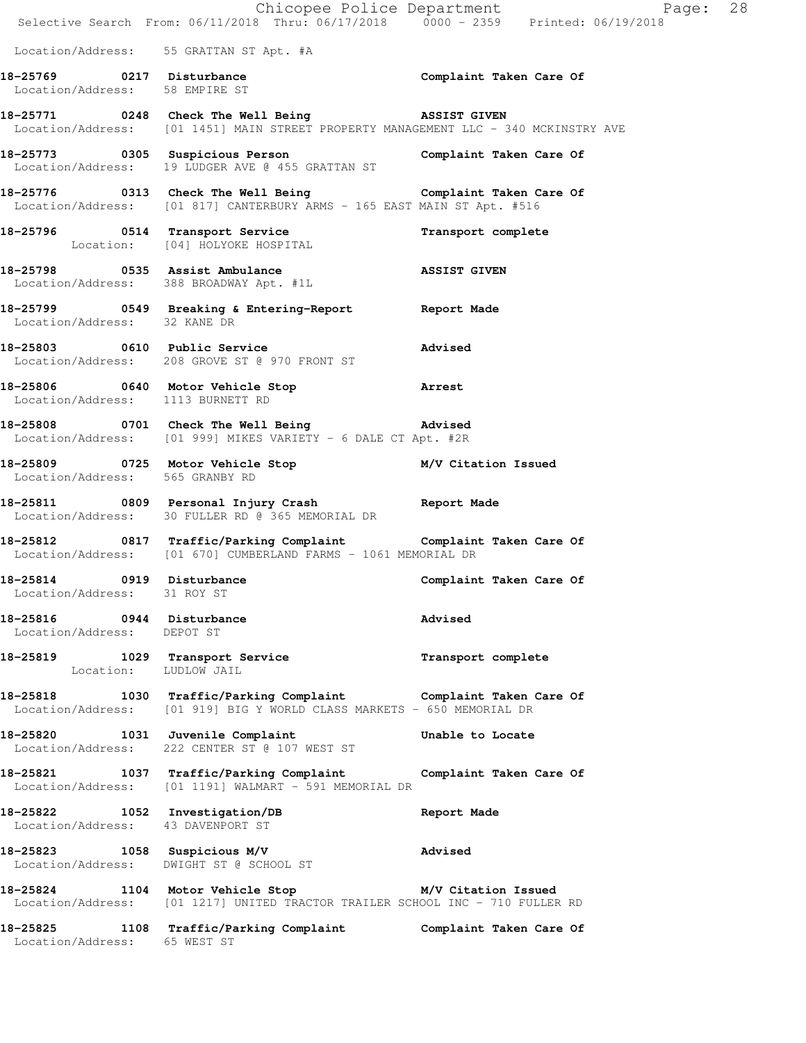Location/Address: 55 GRATTAN ST Apt. #A

**18-25769 0217 Disturbance** — Complaint Taken Care Of
Location/Address: 58 EMPIRE ST

**18-25771 0248 Check The Well Being** — ASSIST GIVEN
Location/Address: [01 1451] MAIN STREET PROPERTY MANAGEMENT LLC - 340 MCKINSTRY AVE

**18-25773 0305 Suspicious Person** — Complaint Taken Care Of
Location/Address: 19 LUDGER AVE @ 455 GRATTAN ST

**18-25776 0313 Check The Well Being** — Complaint Taken Care Of
Location/Address: [01 817] CANTERBURY ARMS - 165 EAST MAIN ST Apt. #516

**18-25796 0514 Transport Service** — Transport complete
Location: [04] HOLYOKE HOSPITAL

**18-25798 0535 Assist Ambulance** — ASSIST GIVEN
Location/Address: 388 BROADWAY Apt. #1L

**18-25799 0549 Breaking & Entering-Report** — Report Made
Location/Address: 32 KANE DR

**18-25803 0610 Public Service** — Advised
Location/Address: 208 GROVE ST @ 970 FRONT ST

**18-25806 0640 Motor Vehicle Stop** — Arrest
Location/Address: 1113 BURNETT RD

**18-25808 0701 Check The Well Being** — Advised
Location/Address: [01 999] MIKES VARIETY - 6 DALE CT Apt. #2R

**18-25809 0725 Motor Vehicle Stop** — M/V Citation Issued
Location/Address: 565 GRANBY RD

**18-25811 0809 Personal Injury Crash** — Report Made
Location/Address: 30 FULLER RD @ 365 MEMORIAL DR

**18-25812 0817 Traffic/Parking Complaint** — Complaint Taken Care Of
Location/Address: [01 670] CUMBERLAND FARMS - 1061 MEMORIAL DR

**18-25814 0919 Disturbance** — Complaint Taken Care Of
Location/Address: 31 ROY ST

**18-25816 0944 Disturbance** — Advised
Location/Address: DEPOT ST

**18-25819 1029 Transport Service** — Transport complete
Location: LUDLOW JAIL

**18-25818 1030 Traffic/Parking Complaint** — Complaint Taken Care Of
Location/Address: [01 919] BIG Y WORLD CLASS MARKETS - 650 MEMORIAL DR

**18-25820 1031 Juvenile Complaint** — Unable to Locate
Location/Address: 222 CENTER ST @ 107 WEST ST

**18-25821 1037 Traffic/Parking Complaint** — Complaint Taken Care Of
Location/Address: [01 1191] WALMART - 591 MEMORIAL DR

**18-25822 1052 Investigation/DB** — Report Made
Location/Address: 43 DAVENPORT ST

**18-25823 1058 Suspicious M/V** — Advised
Location/Address: DWIGHT ST @ SCHOOL ST

**18-25824 1104 Motor Vehicle Stop** — M/V Citation Issued
Location/Address: [01 1217] UNITED TRACTOR TRAILER SCHOOL INC - 710 FULLER RD

**18-25825 1108 Traffic/Parking Complaint** — Complaint Taken Care Of
Location/Address: 65 WEST ST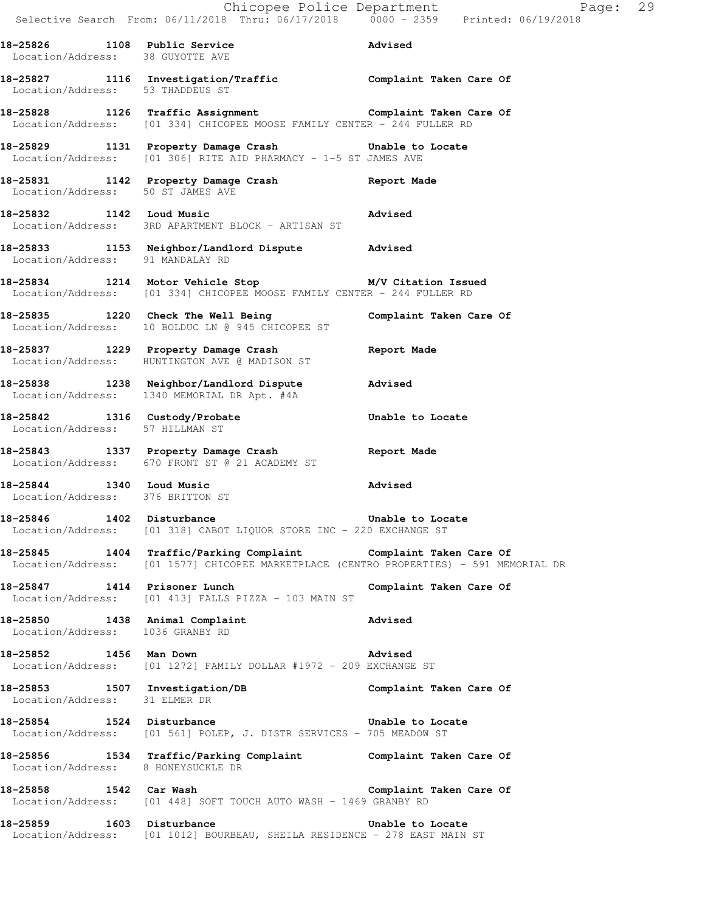**18-25826 1108 Public Service Advised**
Location/Address: 38 GUYOTTE AVE

**18-25827 1116 Investigation/Traffic Complaint Taken Care Of**
Location/Address: 53 THADDEUS ST

**18-25828 1126 Traffic Assignment Complaint Taken Care Of**
Location/Address: [01 334] CHICOPEE MOOSE FAMILY CENTER - 244 FULLER RD

**18-25829 1131 Property Damage Crash Unable to Locate**
Location/Address: [01 306] RITE AID PHARMACY - 1-5 ST JAMES AVE

**18-25831 1142 Property Damage Crash Report Made**
Location/Address: 50 ST JAMES AVE

**18-25832 1142 Loud Music Advised**
Location/Address: 3RD APARTMENT BLOCK - ARTISAN ST

**18-25833 1153 Neighbor/Landlord Dispute Advised**
Location/Address: 91 MANDALAY RD

**18-25834 1214 Motor Vehicle Stop M/V Citation Issued**
Location/Address: [01 334] CHICOPEE MOOSE FAMILY CENTER - 244 FULLER RD

**18-25835 1220 Check The Well Being Complaint Taken Care Of**
Location/Address: 10 BOLDUC LN @ 945 CHICOPEE ST

**18-25837 1229 Property Damage Crash Report Made**
Location/Address: HUNTINGTON AVE @ MADISON ST

**18-25838 1238 Neighbor/Landlord Dispute Advised**
Location/Address: 1340 MEMORIAL DR Apt. #4A

**18-25842 1316 Custody/Probate Unable to Locate**
Location/Address: 57 HILLMAN ST

**18-25843 1337 Property Damage Crash Report Made**
Location/Address: 670 FRONT ST @ 21 ACADEMY ST

**18-25844 1340 Loud Music Advised**
Location/Address: 376 BRITTON ST

**18-25846 1402 Disturbance Unable to Locate**
Location/Address: [01 318] CABOT LIQUOR STORE INC - 220 EXCHANGE ST

**18-25845 1404 Traffic/Parking Complaint Complaint Taken Care Of**
Location/Address: [01 1577] CHICOPEE MARKETPLACE (CENTRO PROPERTIES) - 591 MEMORIAL DR

**18-25847 1414 Prisoner Lunch Complaint Taken Care Of**
Location/Address: [01 413] FALLS PIZZA - 103 MAIN ST

**18-25850 1438 Animal Complaint Advised**
Location/Address: 1036 GRANBY RD

**18-25852 1456 Man Down Advised**
Location/Address: [01 1272] FAMILY DOLLAR #1972 - 209 EXCHANGE ST

**18-25853 1507 Investigation/DB Complaint Taken Care Of**
Location/Address: 31 ELMER DR

**18-25854 1524 Disturbance Unable to Locate**
Location/Address: [01 561] POLEP, J. DISTR SERVICES - 705 MEADOW ST

**18-25856 1534 Traffic/Parking Complaint Complaint Taken Care Of**
Location/Address: 8 HONEYSUCKLE DR

**18-25858 1542 Car Wash Complaint Taken Care Of**
Location/Address: [01 448] SOFT TOUCH AUTO WASH - 1469 GRANBY RD

**18-25859 1603 Disturbance Unable to Locate**
Location/Address: [01 1012] BOURBEAU, SHEILA RESIDENCE - 278 EAST MAIN ST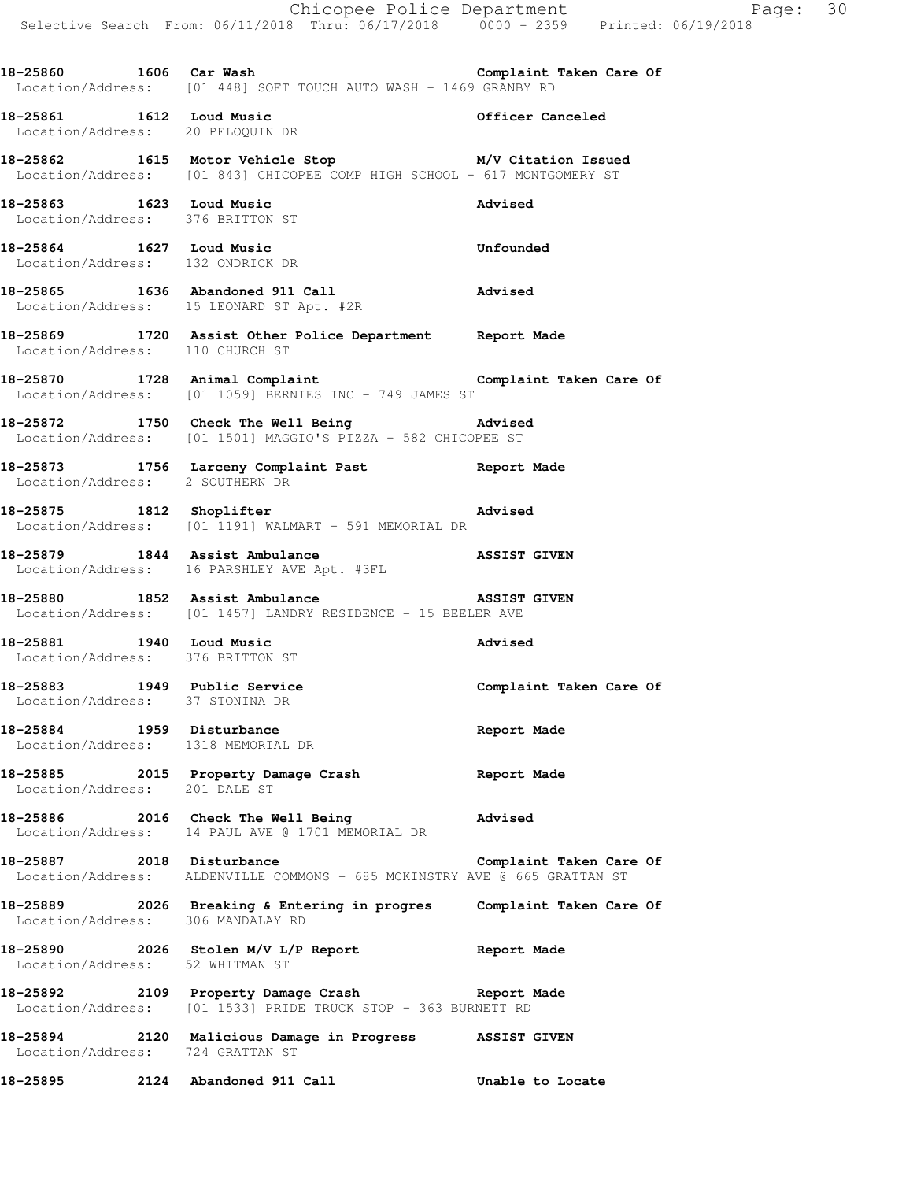**18-25860 1606 Car Wash** **Complaint Taken Care Of**
Location/Address: [01 448] SOFT TOUCH AUTO WASH - 1469 GRANBY RD

**18-25861 1612 Loud Music** **Officer Canceled**
Location/Address: 20 PELOQUIN DR

**18-25862 1615 Motor Vehicle Stop** **M/V Citation Issued**
Location/Address: [01 843] CHICOPEE COMP HIGH SCHOOL - 617 MONTGOMERY ST

**18-25863 1623 Loud Music** **Advised**
Location/Address: 376 BRITTON ST

**18-25864 1627 Loud Music** **Unfounded**
Location/Address: 132 ONDRICK DR

**18-25865 1636 Abandoned 911 Call** **Advised**
Location/Address: 15 LEONARD ST Apt. #2R

**18-25869 1720 Assist Other Police Department** **Report Made**
Location/Address: 110 CHURCH ST

**18-25870 1728 Animal Complaint** **Complaint Taken Care Of**
Location/Address: [01 1059] BERNIES INC - 749 JAMES ST

**18-25872 1750 Check The Well Being** **Advised**
Location/Address: [01 1501] MAGGIO'S PIZZA - 582 CHICOPEE ST

**18-25873 1756 Larceny Complaint Past** **Report Made**
Location/Address: 2 SOUTHERN DR

**18-25875 1812 Shoplifter** **Advised**
Location/Address: [01 1191] WALMART - 591 MEMORIAL DR

**18-25879 1844 Assist Ambulance** **ASSIST GIVEN**
Location/Address: 16 PARSHLEY AVE Apt. #3FL

**18-25880 1852 Assist Ambulance** **ASSIST GIVEN**
Location/Address: [01 1457] LANDRY RESIDENCE - 15 BEELER AVE

**18-25881 1940 Loud Music** **Advised**
Location/Address: 376 BRITTON ST

**18-25883 1949 Public Service** **Complaint Taken Care Of**
Location/Address: 37 STONINA DR

**18-25884 1959 Disturbance** **Report Made**
Location/Address: 1318 MEMORIAL DR

**18-25885 2015 Property Damage Crash** **Report Made**
Location/Address: 201 DALE ST

**18-25886 2016 Check The Well Being** **Advised**
Location/Address: 14 PAUL AVE @ 1701 MEMORIAL DR

**18-25887 2018 Disturbance** **Complaint Taken Care Of**
Location/Address: ALDENVILLE COMMONS - 685 MCKINSTRY AVE @ 665 GRATTAN ST

**18-25889 2026 Breaking & Entering in progres** **Complaint Taken Care Of**
Location/Address: 306 MANDALAY RD

**18-25890 2026 Stolen M/V L/P Report** **Report Made**
Location/Address: 52 WHITMAN ST

**18-25892 2109 Property Damage Crash** **Report Made**
Location/Address: [01 1533] PRIDE TRUCK STOP - 363 BURNETT RD

**18-25894 2120 Malicious Damage in Progress** **ASSIST GIVEN**
Location/Address: 724 GRATTAN ST

**18-25895 2124 Abandoned 911 Call** **Unable to Locate**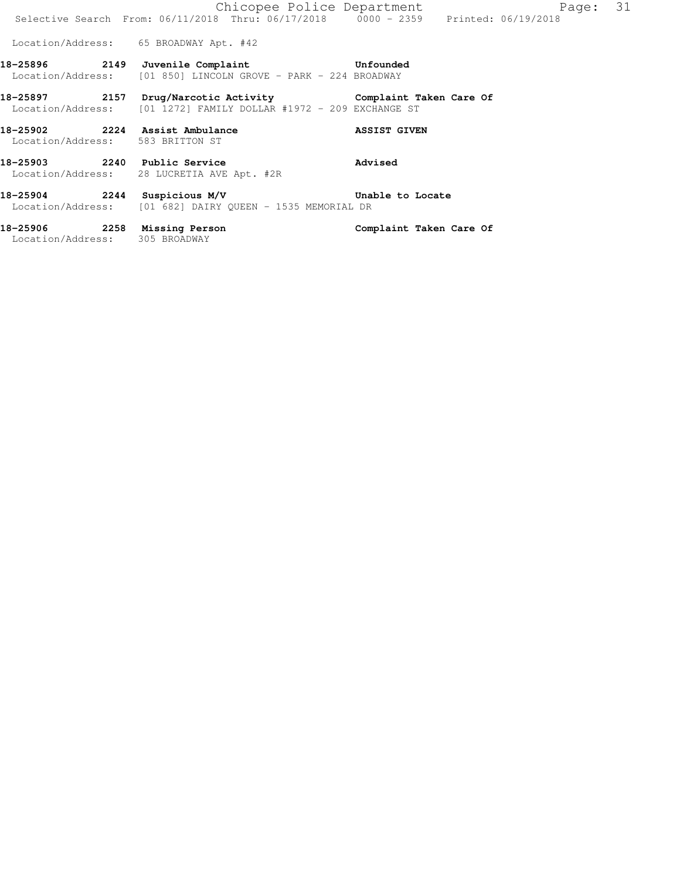Location/Address: 65 BROADWAY Apt. #42

**18-25896 2149 Juvenile Complaint Unfounded**
Location/Address: [01 850] LINCOLN GROVE - PARK - 224 BROADWAY

**18-25897 2157 Drug/Narcotic Activity Complaint Taken Care Of**
Location/Address: [01 1272] FAMILY DOLLAR #1972 - 209 EXCHANGE ST

**18-25902 2224 Assist Ambulance ASSIST GIVEN**
Location/Address: 583 BRITTON ST

**18-25903 2240 Public Service Advised**
Location/Address: 28 LUCRETIA AVE Apt. #2R

**18-25904 2244 Suspicious M/V Unable to Locate**
Location/Address: [01 682] DAIRY QUEEN - 1535 MEMORIAL DR

**18-25906 2258 Missing Person Complaint Taken Care Of**
Location/Address: 305 BROADWAY